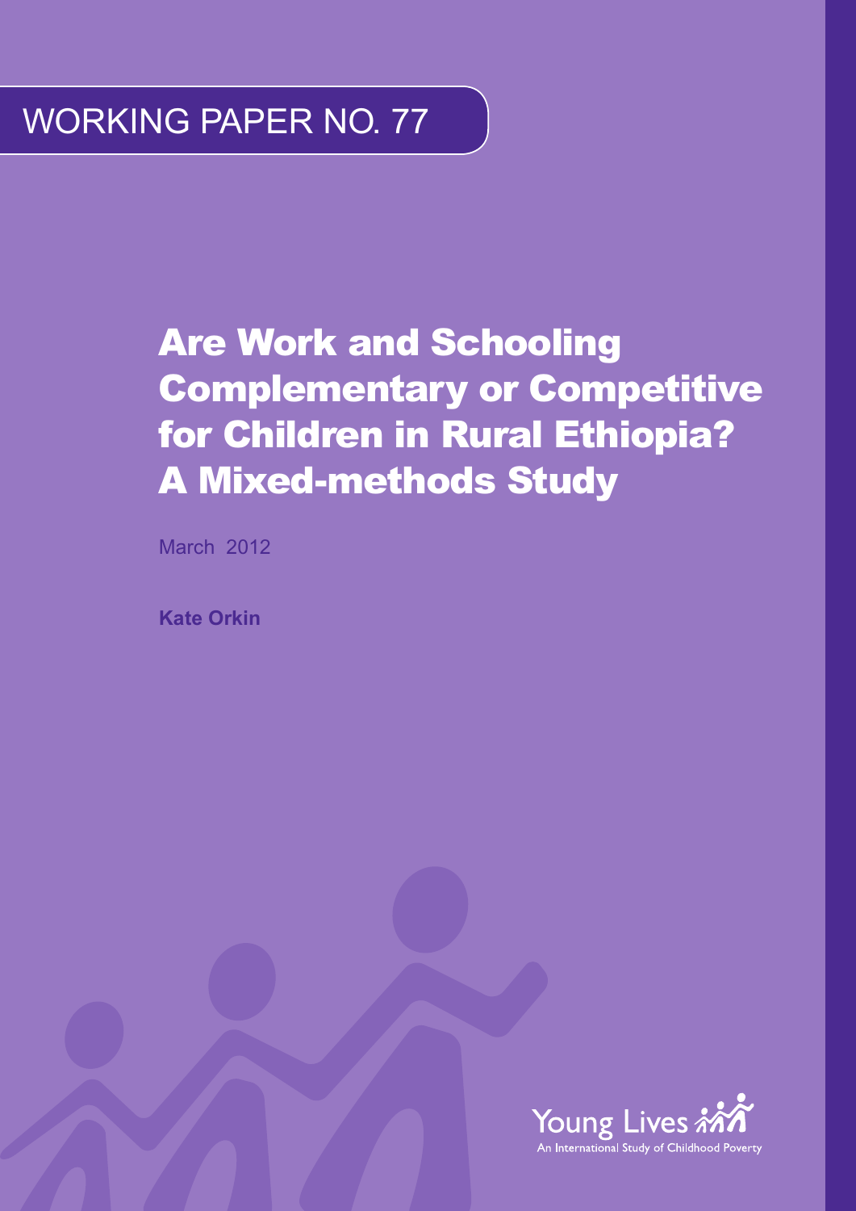WORKING PAPER NO. 77

# Are Work and Schooling Complementary or Competitive for Children in Rural Ethiopia? A Mixed-methods Study

March 2012

**Kate Orkin**

Young Lives
An International Study of Childhood Poverty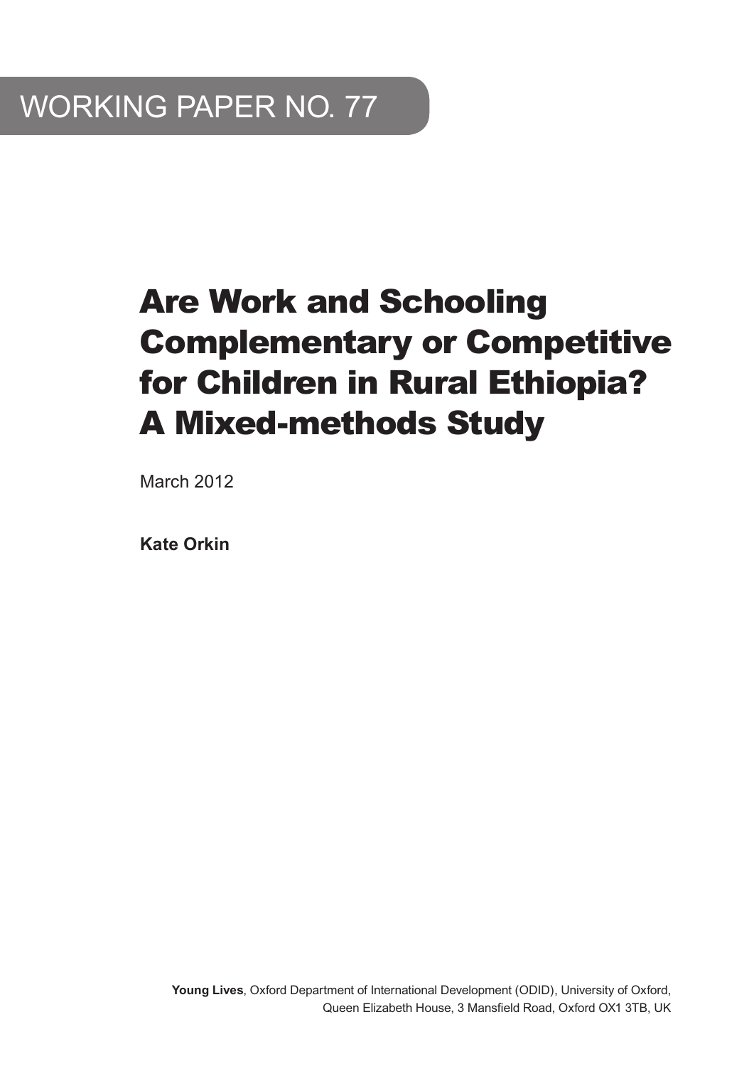WORKING PAPER NO. 77

# Are Work and Schooling Complementary or Competitive for Children in Rural Ethiopia? A Mixed-methods Study

March 2012

**Kate Orkin**

**Young Lives**, Oxford Department of International Development (ODID), University of Oxford, Queen Elizabeth House, 3 Mansfield Road, Oxford OX1 3TB, UK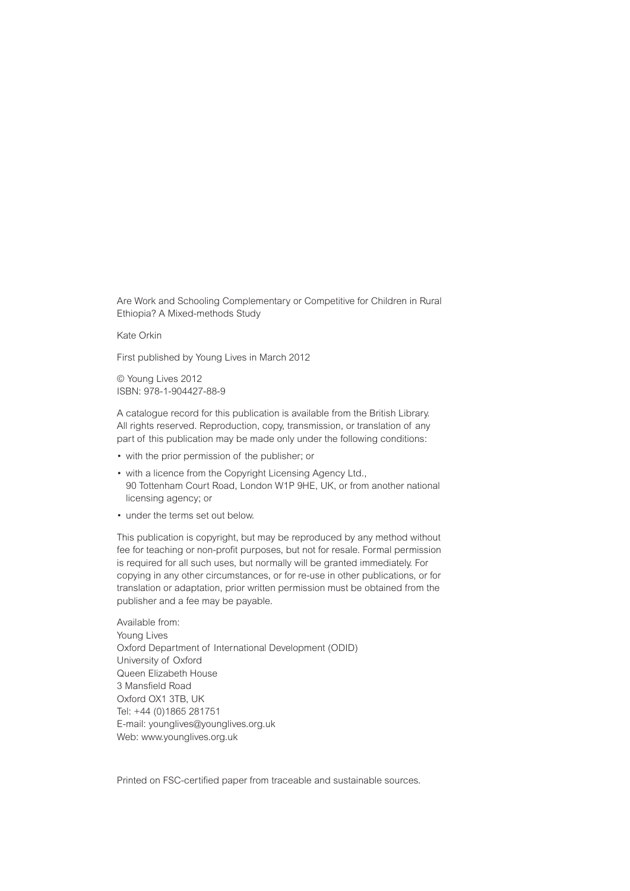Are Work and Schooling Complementary or Competitive for Children in Rural Ethiopia? A Mixed-methods Study

Kate Orkin

First published by Young Lives in March 2012

© Young Lives 2012
ISBN: 978-1-904427-88-9

A catalogue record for this publication is available from the British Library. All rights reserved. Reproduction, copy, transmission, or translation of any part of this publication may be made only under the following conditions:

- with the prior permission of the publisher; or
- with a licence from the Copyright Licensing Agency Ltd., 90 Tottenham Court Road, London W1P 9HE, UK, or from another national licensing agency; or
- under the terms set out below.

This publication is copyright, but may be reproduced by any method without fee for teaching or non-profit purposes, but not for resale. Formal permission is required for all such uses, but normally will be granted immediately. For copying in any other circumstances, or for re-use in other publications, or for translation or adaptation, prior written permission must be obtained from the publisher and a fee may be payable.

Available from:
Young Lives
Oxford Department of International Development (ODID)
University of Oxford
Queen Elizabeth House
3 Mansfield Road
Oxford OX1 3TB, UK
Tel: +44 (0)1865 281751
E-mail: younglives@younglives.org.uk
Web: www.younglives.org.uk

Printed on FSC-certified paper from traceable and sustainable sources.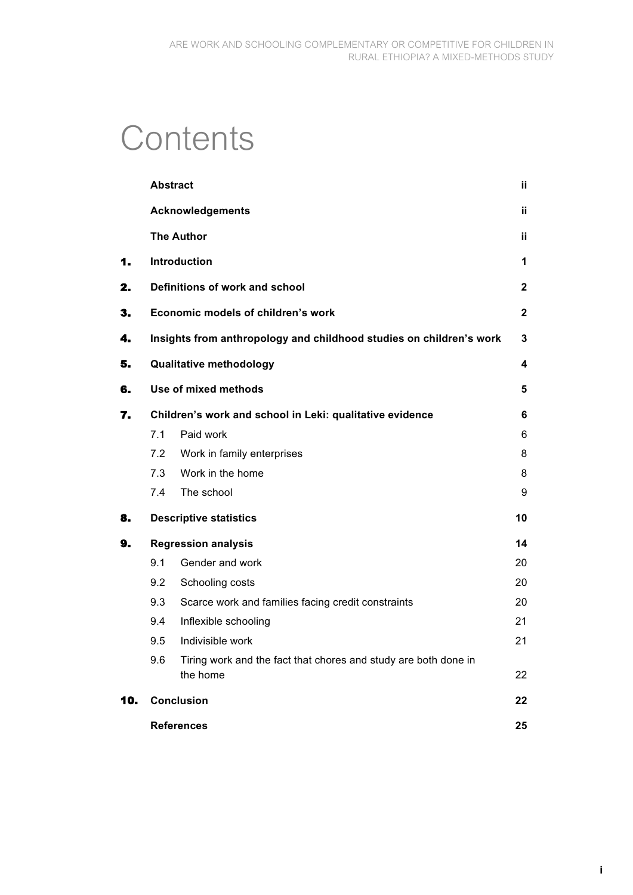# Contents

| | | |
|---|---|---|
| | **Abstract** | **ii** |
| | **Acknowledgements** | **ii** |
| | **The Author** | **ii** |
| **1.** | **Introduction** | **1** |
| **2.** | **Definitions of work and school** | **2** |
| **3.** | **Economic models of children's work** | **2** |
| **4.** | **Insights from anthropology and childhood studies on children's work** | **3** |
| **5.** | **Qualitative methodology** | **4** |
| **6.** | **Use of mixed methods** | **5** |
| **7.** | **Children's work and school in Leki: qualitative evidence** | **6** |
| | 7.1 Paid work | 6 |
| | 7.2 Work in family enterprises | 8 |
| | 7.3 Work in the home | 8 |
| | 7.4 The school | 9 |
| **8.** | **Descriptive statistics** | **10** |
| **9.** | **Regression analysis** | **14** |
| | 9.1 Gender and work | 20 |
| | 9.2 Schooling costs | 20 |
| | 9.3 Scarce work and families facing credit constraints | 20 |
| | 9.4 Inflexible schooling | 21 |
| | 9.5 Indivisible work | 21 |
| | 9.6 Tiring work and the fact that chores and study are both done in the home | 22 |
| **10.** | **Conclusion** | **22** |
| | **References** | **25** |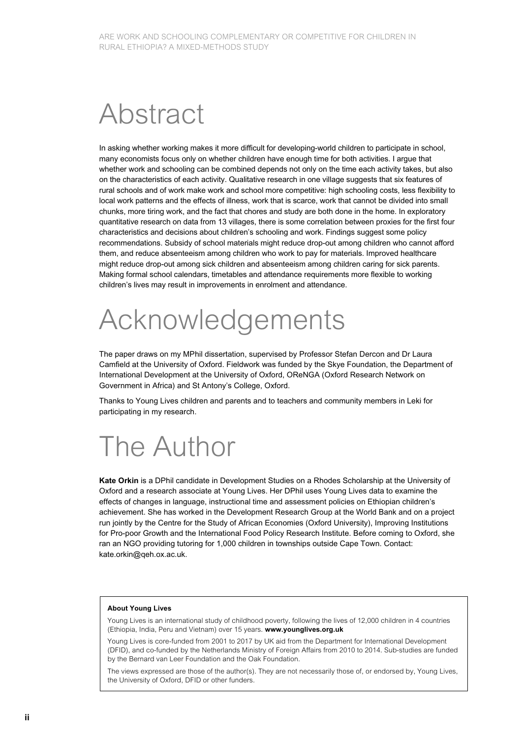# Abstract

In asking whether working makes it more difficult for developing-world children to participate in school, many economists focus only on whether children have enough time for both activities. I argue that whether work and schooling can be combined depends not only on the time each activity takes, but also on the characteristics of each activity. Qualitative research in one village suggests that six features of rural schools and of work make work and school more competitive: high schooling costs, less flexibility to local work patterns and the effects of illness, work that is scarce, work that cannot be divided into small chunks, more tiring work, and the fact that chores and study are both done in the home. In exploratory quantitative research on data from 13 villages, there is some correlation between proxies for the first four characteristics and decisions about children's schooling and work. Findings suggest some policy recommendations. Subsidy of school materials might reduce drop-out among children who cannot afford them, and reduce absenteeism among children who work to pay for materials. Improved healthcare might reduce drop-out among sick children and absenteeism among children caring for sick parents. Making formal school calendars, timetables and attendance requirements more flexible to working children's lives may result in improvements in enrolment and attendance.

# Acknowledgements

The paper draws on my MPhil dissertation, supervised by Professor Stefan Dercon and Dr Laura Camfield at the University of Oxford. Fieldwork was funded by the Skye Foundation, the Department of International Development at the University of Oxford, OReNGA (Oxford Research Network on Government in Africa) and St Antony's College, Oxford.

Thanks to Young Lives children and parents and to teachers and community members in Leki for participating in my research.

# The Author

**Kate Orkin** is a DPhil candidate in Development Studies on a Rhodes Scholarship at the University of Oxford and a research associate at Young Lives. Her DPhil uses Young Lives data to examine the effects of changes in language, instructional time and assessment policies on Ethiopian children's achievement. She has worked in the Development Research Group at the World Bank and on a project run jointly by the Centre for the Study of African Economies (Oxford University), Improving Institutions for Pro-poor Growth and the International Food Policy Research Institute. Before coming to Oxford, she ran an NGO providing tutoring for 1,000 children in townships outside Cape Town. Contact: kate.orkin@qeh.ox.ac.uk.

**About Young Lives**

Young Lives is an international study of childhood poverty, following the lives of 12,000 children in 4 countries (Ethiopia, India, Peru and Vietnam) over 15 years. **www.younglives.org.uk**

Young Lives is core-funded from 2001 to 2017 by UK aid from the Department for International Development (DFID), and co-funded by the Netherlands Ministry of Foreign Affairs from 2010 to 2014. Sub-studies are funded by the Bernard van Leer Foundation and the Oak Foundation.

The views expressed are those of the author(s). They are not necessarily those of, or endorsed by, Young Lives, the University of Oxford, DFID or other funders.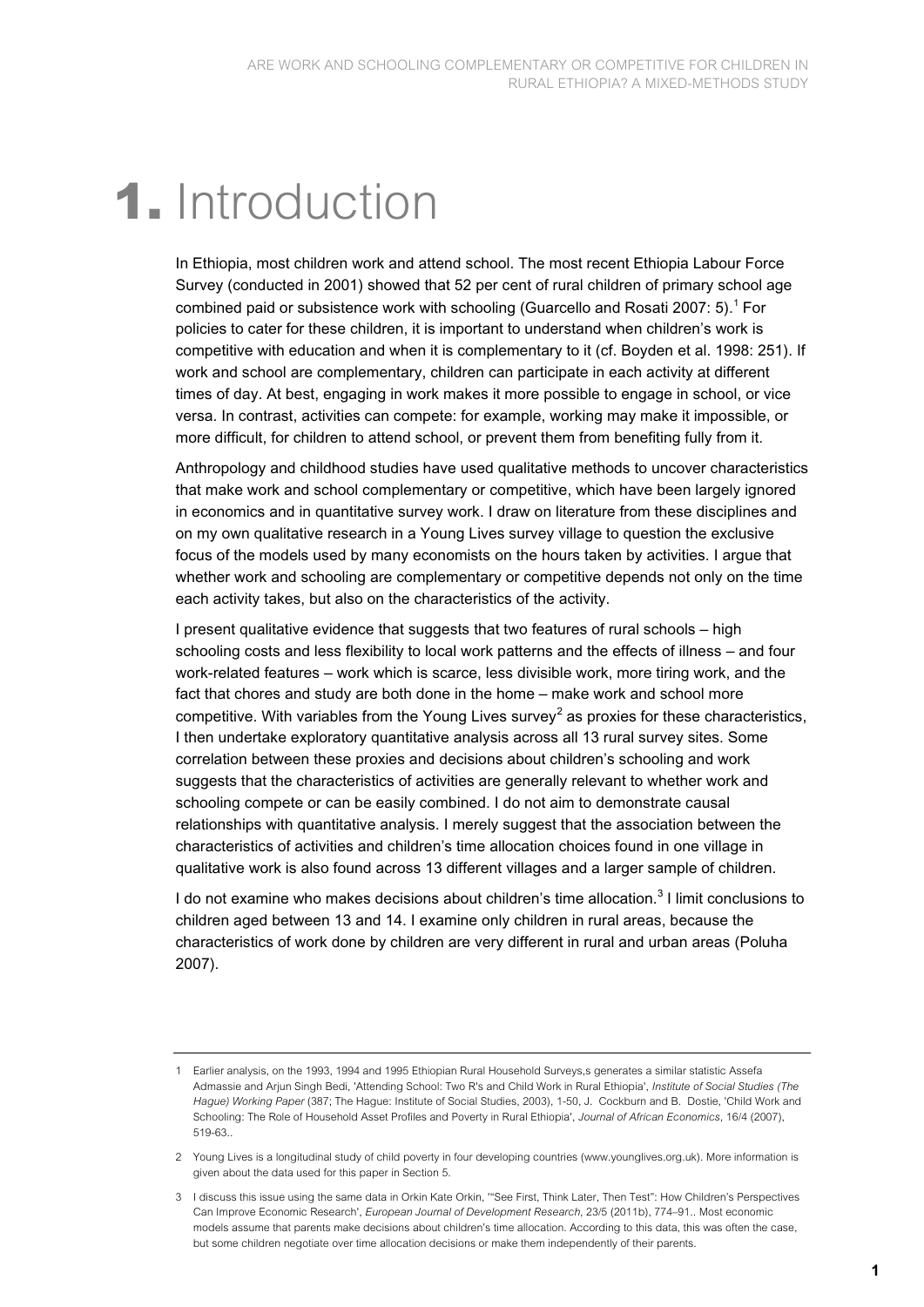# 1. Introduction

In Ethiopia, most children work and attend school. The most recent Ethiopia Labour Force Survey (conducted in 2001) showed that 52 per cent of rural children of primary school age combined paid or subsistence work with schooling (Guarcello and Rosati 2007: 5).[1] For policies to cater for these children, it is important to understand when children's work is competitive with education and when it is complementary to it (cf. Boyden et al. 1998: 251). If work and school are complementary, children can participate in each activity at different times of day. At best, engaging in work makes it more possible to engage in school, or vice versa. In contrast, activities can compete: for example, working may make it impossible, or more difficult, for children to attend school, or prevent them from benefiting fully from it.

Anthropology and childhood studies have used qualitative methods to uncover characteristics that make work and school complementary or competitive, which have been largely ignored in economics and in quantitative survey work. I draw on literature from these disciplines and on my own qualitative research in a Young Lives survey village to question the exclusive focus of the models used by many economists on the hours taken by activities. I argue that whether work and schooling are complementary or competitive depends not only on the time each activity takes, but also on the characteristics of the activity.

I present qualitative evidence that suggests that two features of rural schools – high schooling costs and less flexibility to local work patterns and the effects of illness – and four work-related features – work which is scarce, less divisible work, more tiring work, and the fact that chores and study are both done in the home – make work and school more competitive. With variables from the Young Lives survey[2] as proxies for these characteristics, I then undertake exploratory quantitative analysis across all 13 rural survey sites. Some correlation between these proxies and decisions about children's schooling and work suggests that the characteristics of activities are generally relevant to whether work and schooling compete or can be easily combined. I do not aim to demonstrate causal relationships with quantitative analysis. I merely suggest that the association between the characteristics of activities and children's time allocation choices found in one village in qualitative work is also found across 13 different villages and a larger sample of children.

I do not examine who makes decisions about children's time allocation.[3] I limit conclusions to children aged between 13 and 14. I examine only children in rural areas, because the characteristics of work done by children are very different in rural and urban areas (Poluha 2007).

---

1 Earlier analysis, on the 1993, 1994 and 1995 Ethiopian Rural Household Surveys,s generates a similar statistic Assefa Admassie and Arjun Singh Bedi, 'Attending School: Two R's and Child Work in Rural Ethiopia', *Institute of Social Studies (The Hague) Working Paper* (387; The Hague: Institute of Social Studies, 2003), 1-50, J. Cockburn and B. Dostie, 'Child Work and Schooling: The Role of Household Asset Profiles and Poverty in Rural Ethiopia', *Journal of African Economics*, 16/4 (2007), 519-63..

2 Young Lives is a longitudinal study of child poverty in four developing countries (www.younglives.org.uk). More information is given about the data used for this paper in Section 5.

3 I discuss this issue using the same data in Orkin Kate Orkin, '"See First, Think Later, Then Test": How Children's Perspectives Can Improve Economic Research', *European Journal of Development Research*, 23/5 (2011b), 774–91.. Most economic models assume that parents make decisions about children's time allocation. According to this data, this was often the case, but some children negotiate over time allocation decisions or make them independently of their parents.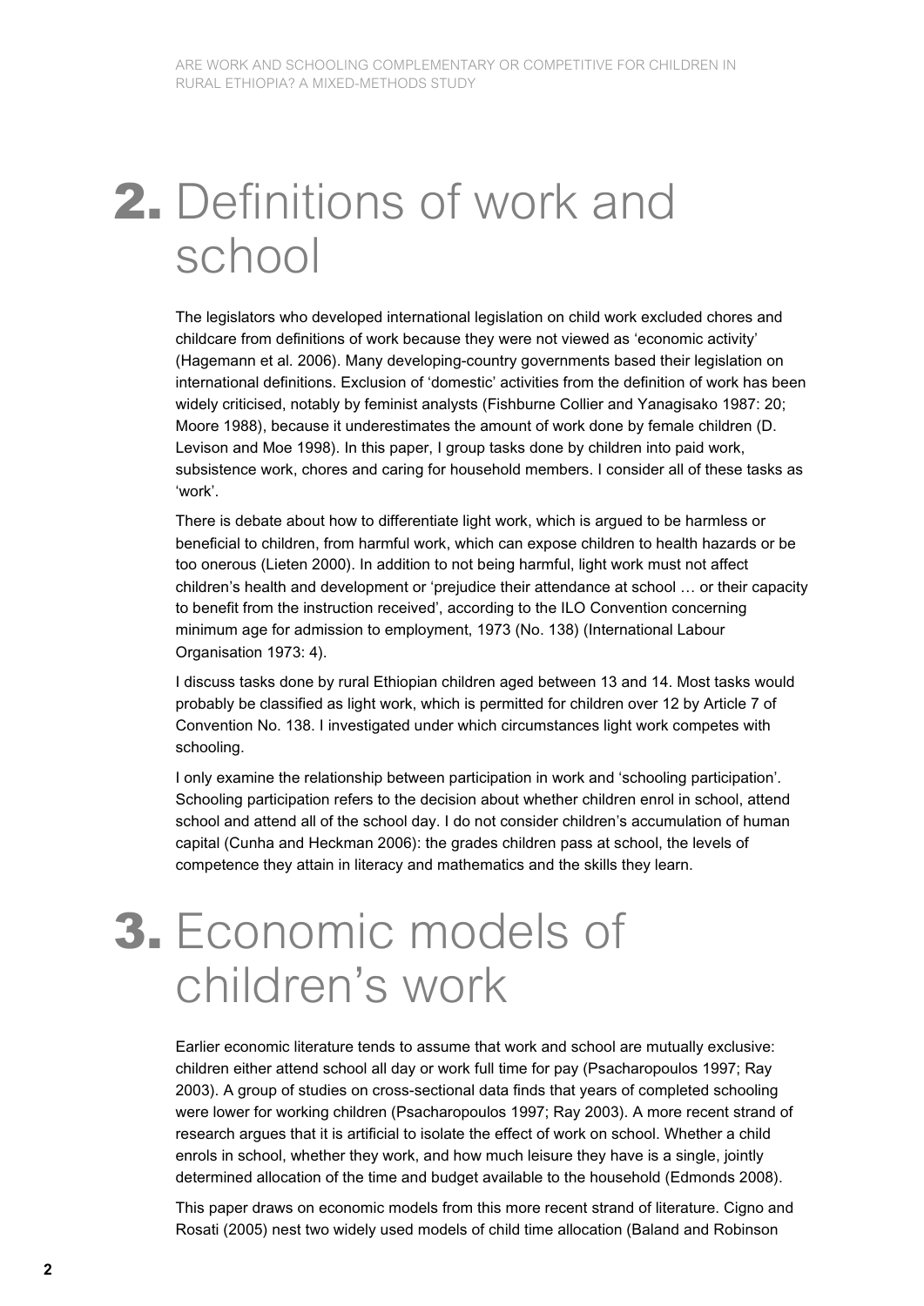# 2. Definitions of work and school

The legislators who developed international legislation on child work excluded chores and childcare from definitions of work because they were not viewed as 'economic activity' (Hagemann et al. 2006). Many developing-country governments based their legislation on international definitions. Exclusion of 'domestic' activities from the definition of work has been widely criticised, notably by feminist analysts (Fishburne Collier and Yanagisako 1987: 20; Moore 1988), because it underestimates the amount of work done by female children (D. Levison and Moe 1998). In this paper, I group tasks done by children into paid work, subsistence work, chores and caring for household members. I consider all of these tasks as 'work'.

There is debate about how to differentiate light work, which is argued to be harmless or beneficial to children, from harmful work, which can expose children to health hazards or be too onerous (Lieten 2000). In addition to not being harmful, light work must not affect children's health and development or 'prejudice their attendance at school … or their capacity to benefit from the instruction received', according to the ILO Convention concerning minimum age for admission to employment, 1973 (No. 138) (International Labour Organisation 1973: 4).

I discuss tasks done by rural Ethiopian children aged between 13 and 14. Most tasks would probably be classified as light work, which is permitted for children over 12 by Article 7 of Convention No. 138. I investigated under which circumstances light work competes with schooling.

I only examine the relationship between participation in work and 'schooling participation'. Schooling participation refers to the decision about whether children enrol in school, attend school and attend all of the school day. I do not consider children's accumulation of human capital (Cunha and Heckman 2006): the grades children pass at school, the levels of competence they attain in literacy and mathematics and the skills they learn.

# 3. Economic models of children's work

Earlier economic literature tends to assume that work and school are mutually exclusive: children either attend school all day or work full time for pay (Psacharopoulos 1997; Ray 2003). A group of studies on cross-sectional data finds that years of completed schooling were lower for working children (Psacharopoulos 1997; Ray 2003). A more recent strand of research argues that it is artificial to isolate the effect of work on school. Whether a child enrols in school, whether they work, and how much leisure they have is a single, jointly determined allocation of the time and budget available to the household (Edmonds 2008).

This paper draws on economic models from this more recent strand of literature. Cigno and Rosati (2005) nest two widely used models of child time allocation (Baland and Robinson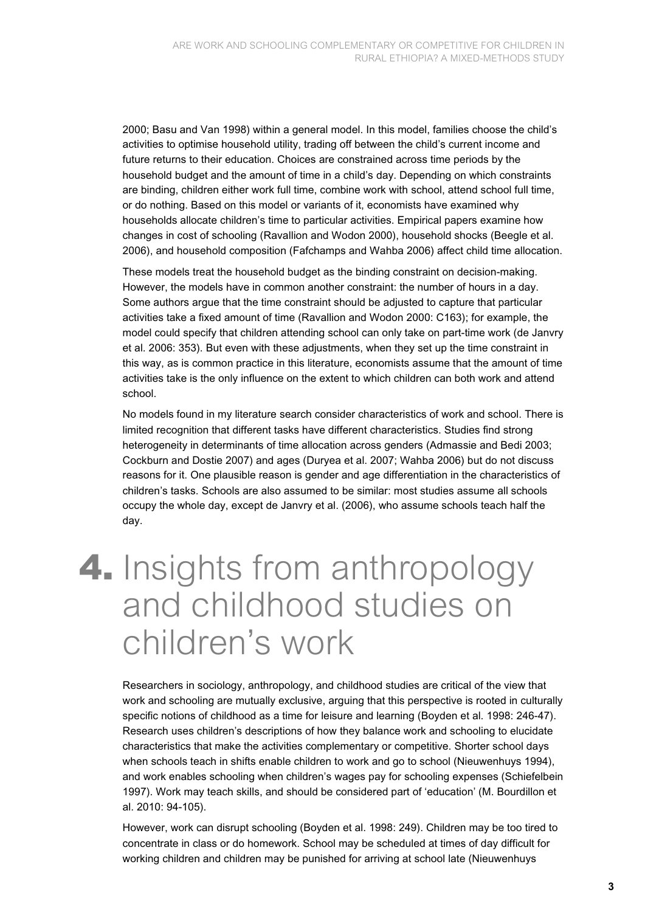2000; Basu and Van 1998) within a general model. In this model, families choose the child's activities to optimise household utility, trading off between the child's current income and future returns to their education. Choices are constrained across time periods by the household budget and the amount of time in a child's day. Depending on which constraints are binding, children either work full time, combine work with school, attend school full time, or do nothing. Based on this model or variants of it, economists have examined why households allocate children's time to particular activities. Empirical papers examine how changes in cost of schooling (Ravallion and Wodon 2000), household shocks (Beegle et al. 2006), and household composition (Fafchamps and Wahba 2006) affect child time allocation.

These models treat the household budget as the binding constraint on decision-making. However, the models have in common another constraint: the number of hours in a day. Some authors argue that the time constraint should be adjusted to capture that particular activities take a fixed amount of time (Ravallion and Wodon 2000: C163); for example, the model could specify that children attending school can only take on part-time work (de Janvry et al. 2006: 353). But even with these adjustments, when they set up the time constraint in this way, as is common practice in this literature, economists assume that the amount of time activities take is the only influence on the extent to which children can both work and attend school.

No models found in my literature search consider characteristics of work and school. There is limited recognition that different tasks have different characteristics. Studies find strong heterogeneity in determinants of time allocation across genders (Admassie and Bedi 2003; Cockburn and Dostie 2007) and ages (Duryea et al. 2007; Wahba 2006) but do not discuss reasons for it. One plausible reason is gender and age differentiation in the characteristics of children's tasks. Schools are also assumed to be similar: most studies assume all schools occupy the whole day, except de Janvry et al. (2006), who assume schools teach half the day.

# 4. Insights from anthropology and childhood studies on children's work

Researchers in sociology, anthropology, and childhood studies are critical of the view that work and schooling are mutually exclusive, arguing that this perspective is rooted in culturally specific notions of childhood as a time for leisure and learning (Boyden et al. 1998: 246-47). Research uses children's descriptions of how they balance work and schooling to elucidate characteristics that make the activities complementary or competitive. Shorter school days when schools teach in shifts enable children to work and go to school (Nieuwenhuys 1994), and work enables schooling when children's wages pay for schooling expenses (Schiefelbein 1997). Work may teach skills, and should be considered part of 'education' (M. Bourdillon et al. 2010: 94-105).

However, work can disrupt schooling (Boyden et al. 1998: 249). Children may be too tired to concentrate in class or do homework. School may be scheduled at times of day difficult for working children and children may be punished for arriving at school late (Nieuwenhuys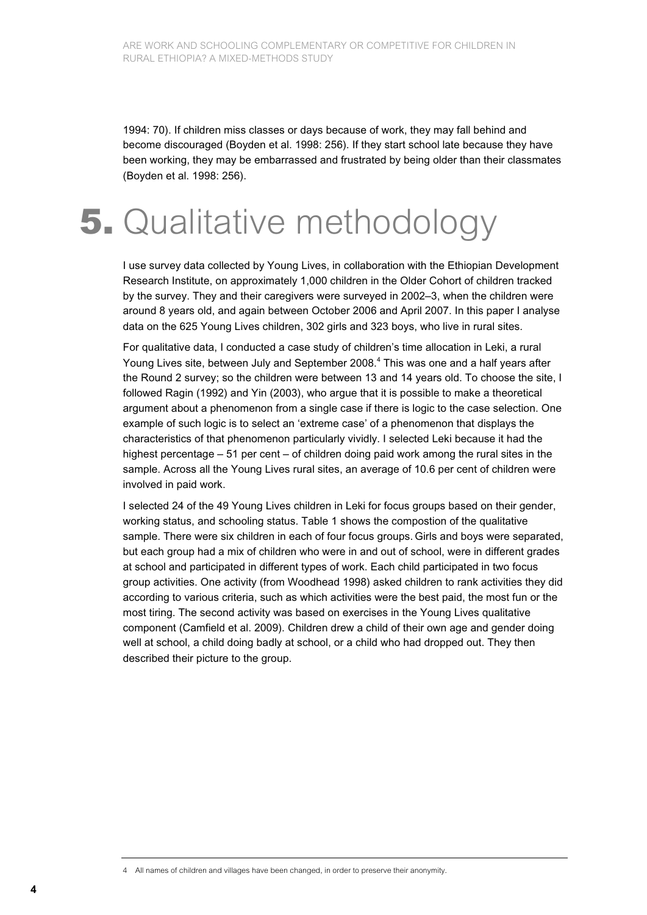1994: 70). If children miss classes or days because of work, they may fall behind and become discouraged (Boyden et al. 1998: 256). If they start school late because they have been working, they may be embarrassed and frustrated by being older than their classmates (Boyden et al. 1998: 256).

# 5. Qualitative methodology

I use survey data collected by Young Lives, in collaboration with the Ethiopian Development Research Institute, on approximately 1,000 children in the Older Cohort of children tracked by the survey. They and their caregivers were surveyed in 2002–3, when the children were around 8 years old, and again between October 2006 and April 2007. In this paper I analyse data on the 625 Young Lives children, 302 girls and 323 boys, who live in rural sites.

For qualitative data, I conducted a case study of children's time allocation in Leki, a rural Young Lives site, between July and September 2008.[4] This was one and a half years after the Round 2 survey; so the children were between 13 and 14 years old. To choose the site, I followed Ragin (1992) and Yin (2003), who argue that it is possible to make a theoretical argument about a phenomenon from a single case if there is logic to the case selection. One example of such logic is to select an 'extreme case' of a phenomenon that displays the characteristics of that phenomenon particularly vividly. I selected Leki because it had the highest percentage – 51 per cent – of children doing paid work among the rural sites in the sample. Across all the Young Lives rural sites, an average of 10.6 per cent of children were involved in paid work.

I selected 24 of the 49 Young Lives children in Leki for focus groups based on their gender, working status, and schooling status. Table 1 shows the compostion of the qualitative sample. There were six children in each of four focus groups. Girls and boys were separated, but each group had a mix of children who were in and out of school, were in different grades at school and participated in different types of work. Each child participated in two focus group activities. One activity (from Woodhead 1998) asked children to rank activities they did according to various criteria, such as which activities were the best paid, the most fun or the most tiring. The second activity was based on exercises in the Young Lives qualitative component (Camfield et al. 2009). Children drew a child of their own age and gender doing well at school, a child doing badly at school, or a child who had dropped out. They then described their picture to the group.

4 All names of children and villages have been changed, in order to preserve their anonymity.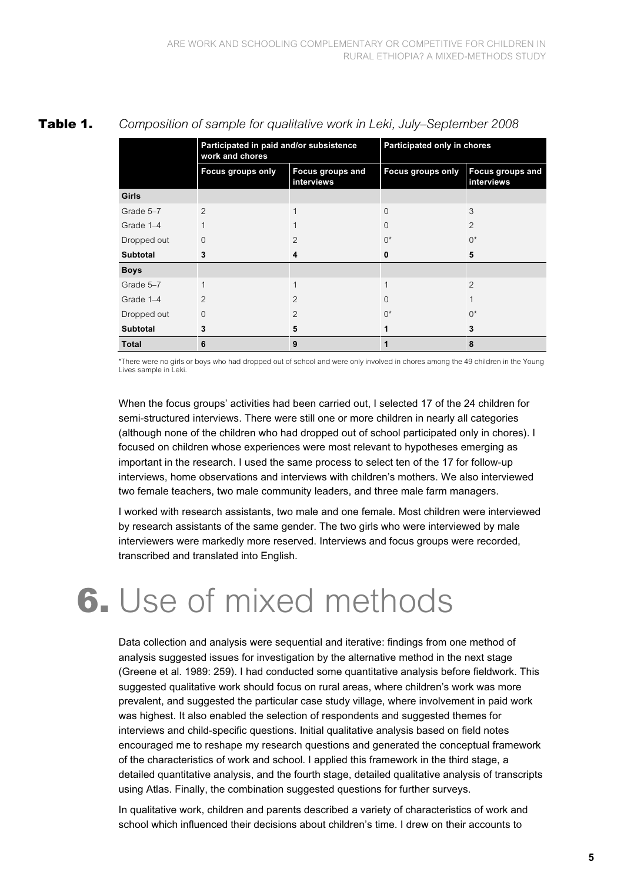**Table 1.** *Composition of sample for qualitative work in Leki, July–September 2008*

| | Participated in paid and/or subsistence work and chores | | Participated only in chores | |
|---|---|---|---|---|
| | Focus groups only | Focus groups and interviews | Focus groups only | Focus groups and interviews |
| **Girls** | | | | |
| Grade 5–7 | 2 | 1 | 0 | 3 |
| Grade 1–4 | 1 | 1 | 0 | 2 |
| Dropped out | 0 | 2 | 0* | 0* |
| **Subtotal** | **3** | **4** | **0** | **5** |
| **Boys** | | | | |
| Grade 5–7 | 1 | 1 | 1 | 2 |
| Grade 1–4 | 2 | 2 | 0 | 1 |
| Dropped out | 0 | 2 | 0* | 0* |
| **Subtotal** | **3** | **5** | **1** | **3** |
| **Total** | **6** | **9** | **1** | **8** |

*There were no girls or boys who had dropped out of school and were only involved in chores among the 49 children in the Young Lives sample in Leki.

When the focus groups' activities had been carried out, I selected 17 of the 24 children for semi-structured interviews. There were still one or more children in nearly all categories (although none of the children who had dropped out of school participated only in chores). I focused on children whose experiences were most relevant to hypotheses emerging as important in the research. I used the same process to select ten of the 17 for follow-up interviews, home observations and interviews with children's mothers. We also interviewed two female teachers, two male community leaders, and three male farm managers.

I worked with research assistants, two male and one female. Most children were interviewed by research assistants of the same gender. The two girls who were interviewed by male interviewers were markedly more reserved. Interviews and focus groups were recorded, transcribed and translated into English.

# 6. Use of mixed methods

Data collection and analysis were sequential and iterative: findings from one method of analysis suggested issues for investigation by the alternative method in the next stage (Greene et al. 1989: 259). I had conducted some quantitative analysis before fieldwork. This suggested qualitative work should focus on rural areas, where children's work was more prevalent, and suggested the particular case study village, where involvement in paid work was highest. It also enabled the selection of respondents and suggested themes for interviews and child-specific questions. Initial qualitative analysis based on field notes encouraged me to reshape my research questions and generated the conceptual framework of the characteristics of work and school. I applied this framework in the third stage, a detailed quantitative analysis, and the fourth stage, detailed qualitative analysis of transcripts using Atlas. Finally, the combination suggested questions for further surveys.

In qualitative work, children and parents described a variety of characteristics of work and school which influenced their decisions about children's time. I drew on their accounts to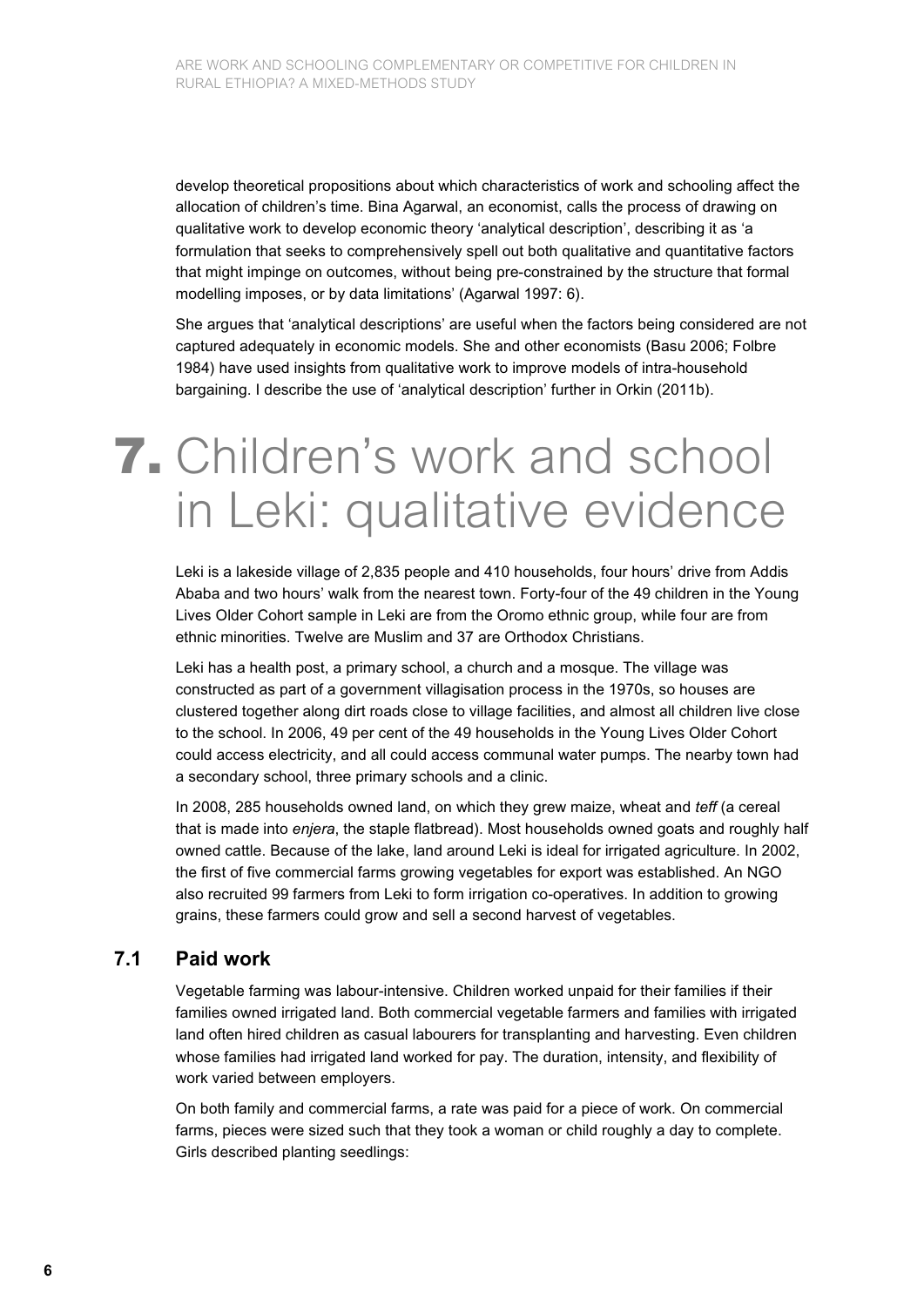develop theoretical propositions about which characteristics of work and schooling affect the allocation of children's time. Bina Agarwal, an economist, calls the process of drawing on qualitative work to develop economic theory 'analytical description', describing it as 'a formulation that seeks to comprehensively spell out both qualitative and quantitative factors that might impinge on outcomes, without being pre-constrained by the structure that formal modelling imposes, or by data limitations' (Agarwal 1997: 6).

She argues that 'analytical descriptions' are useful when the factors being considered are not captured adequately in economic models. She and other economists (Basu 2006; Folbre 1984) have used insights from qualitative work to improve models of intra-household bargaining. I describe the use of 'analytical description' further in Orkin (2011b).

# 7. Children's work and school in Leki: qualitative evidence

Leki is a lakeside village of 2,835 people and 410 households, four hours' drive from Addis Ababa and two hours' walk from the nearest town. Forty-four of the 49 children in the Young Lives Older Cohort sample in Leki are from the Oromo ethnic group, while four are from ethnic minorities. Twelve are Muslim and 37 are Orthodox Christians.

Leki has a health post, a primary school, a church and a mosque. The village was constructed as part of a government villagisation process in the 1970s, so houses are clustered together along dirt roads close to village facilities, and almost all children live close to the school. In 2006, 49 per cent of the 49 households in the Young Lives Older Cohort could access electricity, and all could access communal water pumps. The nearby town had a secondary school, three primary schools and a clinic.

In 2008, 285 households owned land, on which they grew maize, wheat and *teff* (a cereal that is made into *enjera*, the staple flatbread). Most households owned goats and roughly half owned cattle. Because of the lake, land around Leki is ideal for irrigated agriculture. In 2002, the first of five commercial farms growing vegetables for export was established. An NGO also recruited 99 farmers from Leki to form irrigation co-operatives. In addition to growing grains, these farmers could grow and sell a second harvest of vegetables.

## 7.1 Paid work

Vegetable farming was labour-intensive. Children worked unpaid for their families if their families owned irrigated land. Both commercial vegetable farmers and families with irrigated land often hired children as casual labourers for transplanting and harvesting. Even children whose families had irrigated land worked for pay. The duration, intensity, and flexibility of work varied between employers.

On both family and commercial farms, a rate was paid for a piece of work. On commercial farms, pieces were sized such that they took a woman or child roughly a day to complete. Girls described planting seedlings: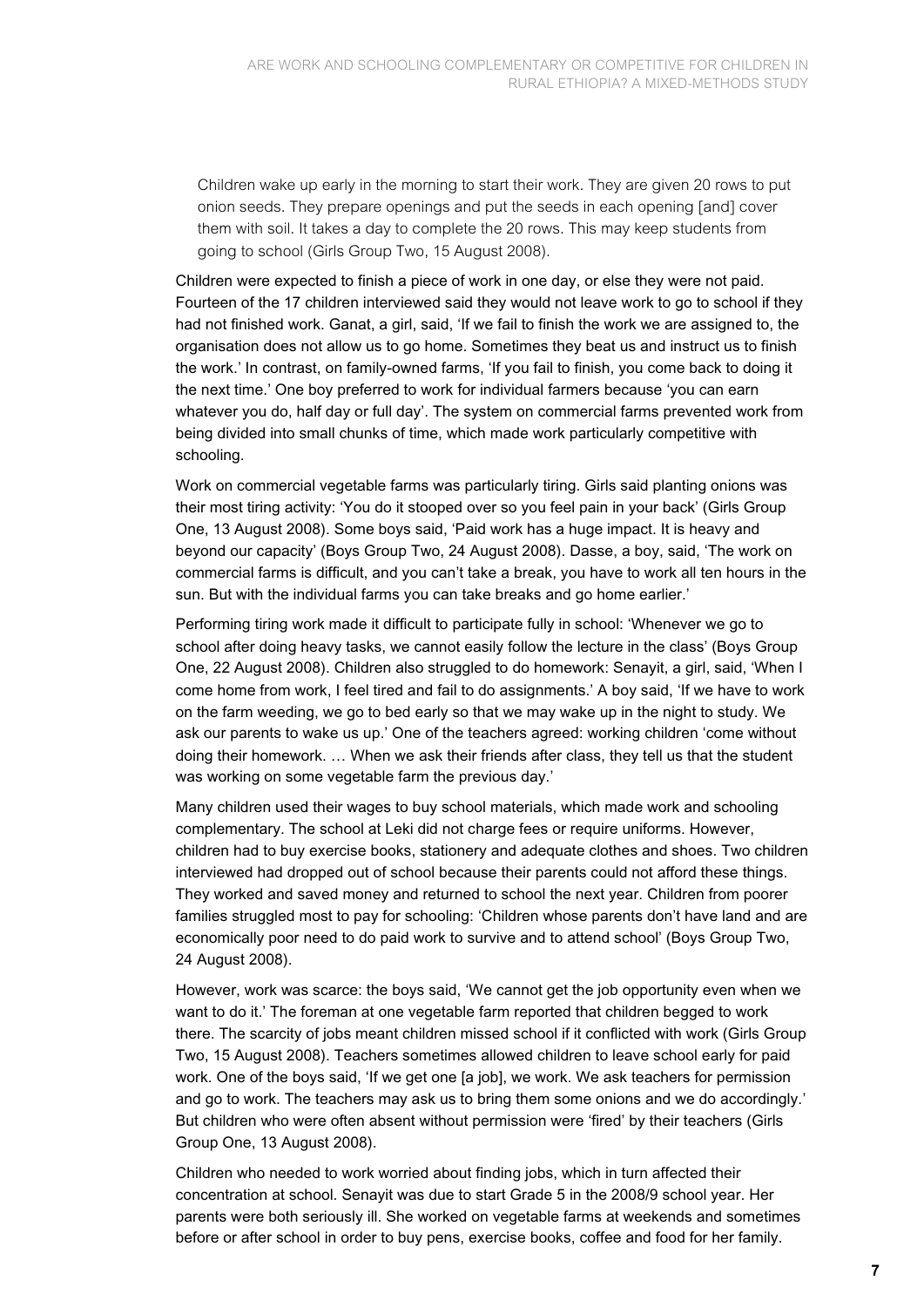> Children wake up early in the morning to start their work. They are given 20 rows to put onion seeds. They prepare openings and put the seeds in each opening [and] cover them with soil. It takes a day to complete the 20 rows. This may keep students from going to school (Girls Group Two, 15 August 2008).

Children were expected to finish a piece of work in one day, or else they were not paid. Fourteen of the 17 children interviewed said they would not leave work to go to school if they had not finished work. Ganat, a girl, said, 'If we fail to finish the work we are assigned to, the organisation does not allow us to go home. Sometimes they beat us and instruct us to finish the work.' In contrast, on family-owned farms, 'If you fail to finish, you come back to doing it the next time.' One boy preferred to work for individual farmers because 'you can earn whatever you do, half day or full day'. The system on commercial farms prevented work from being divided into small chunks of time, which made work particularly competitive with schooling.

Work on commercial vegetable farms was particularly tiring. Girls said planting onions was their most tiring activity: 'You do it stooped over so you feel pain in your back' (Girls Group One, 13 August 2008). Some boys said, 'Paid work has a huge impact. It is heavy and beyond our capacity' (Boys Group Two, 24 August 2008). Dasse, a boy, said, 'The work on commercial farms is difficult, and you can't take a break, you have to work all ten hours in the sun. But with the individual farms you can take breaks and go home earlier.'

Performing tiring work made it difficult to participate fully in school: 'Whenever we go to school after doing heavy tasks, we cannot easily follow the lecture in the class' (Boys Group One, 22 August 2008). Children also struggled to do homework: Senayit, a girl, said, 'When I come home from work, I feel tired and fail to do assignments.' A boy said, 'If we have to work on the farm weeding, we go to bed early so that we may wake up in the night to study. We ask our parents to wake us up.' One of the teachers agreed: working children 'come without doing their homework. … When we ask their friends after class, they tell us that the student was working on some vegetable farm the previous day.'

Many children used their wages to buy school materials, which made work and schooling complementary. The school at Leki did not charge fees or require uniforms. However, children had to buy exercise books, stationery and adequate clothes and shoes. Two children interviewed had dropped out of school because their parents could not afford these things. They worked and saved money and returned to school the next year. Children from poorer families struggled most to pay for schooling: 'Children whose parents don't have land and are economically poor need to do paid work to survive and to attend school' (Boys Group Two, 24 August 2008).

However, work was scarce: the boys said, 'We cannot get the job opportunity even when we want to do it.' The foreman at one vegetable farm reported that children begged to work there. The scarcity of jobs meant children missed school if it conflicted with work (Girls Group Two, 15 August 2008). Teachers sometimes allowed children to leave school early for paid work. One of the boys said, 'If we get one [a job], we work. We ask teachers for permission and go to work. The teachers may ask us to bring them some onions and we do accordingly.' But children who were often absent without permission were 'fired' by their teachers (Girls Group One, 13 August 2008).

Children who needed to work worried about finding jobs, which in turn affected their concentration at school. Senayit was due to start Grade 5 in the 2008/9 school year. Her parents were both seriously ill. She worked on vegetable farms at weekends and sometimes before or after school in order to buy pens, exercise books, coffee and food for her family.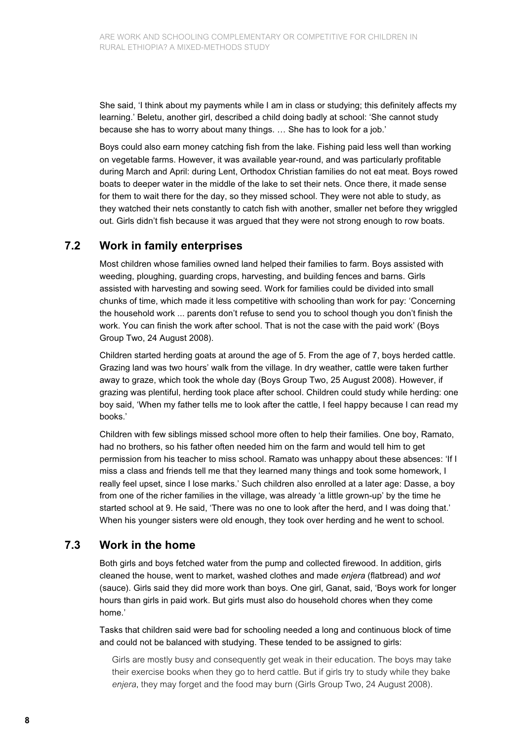She said, 'I think about my payments while I am in class or studying; this definitely affects my learning.' Beletu, another girl, described a child doing badly at school: 'She cannot study because she has to worry about many things. … She has to look for a job.'

Boys could also earn money catching fish from the lake. Fishing paid less well than working on vegetable farms. However, it was available year-round, and was particularly profitable during March and April: during Lent, Orthodox Christian families do not eat meat. Boys rowed boats to deeper water in the middle of the lake to set their nets. Once there, it made sense for them to wait there for the day, so they missed school. They were not able to study, as they watched their nets constantly to catch fish with another, smaller net before they wriggled out. Girls didn't fish because it was argued that they were not strong enough to row boats.

## 7.2 Work in family enterprises

Most children whose families owned land helped their families to farm. Boys assisted with weeding, ploughing, guarding crops, harvesting, and building fences and barns. Girls assisted with harvesting and sowing seed. Work for families could be divided into small chunks of time, which made it less competitive with schooling than work for pay: 'Concerning the household work ... parents don't refuse to send you to school though you don't finish the work. You can finish the work after school. That is not the case with the paid work' (Boys Group Two, 24 August 2008).

Children started herding goats at around the age of 5. From the age of 7, boys herded cattle. Grazing land was two hours' walk from the village. In dry weather, cattle were taken further away to graze, which took the whole day (Boys Group Two, 25 August 2008). However, if grazing was plentiful, herding took place after school. Children could study while herding: one boy said, 'When my father tells me to look after the cattle, I feel happy because I can read my books.'

Children with few siblings missed school more often to help their families. One boy, Ramato, had no brothers, so his father often needed him on the farm and would tell him to get permission from his teacher to miss school. Ramato was unhappy about these absences: 'If I miss a class and friends tell me that they learned many things and took some homework, I really feel upset, since I lose marks.' Such children also enrolled at a later age: Dasse, a boy from one of the richer families in the village, was already 'a little grown-up' by the time he started school at 9. He said, 'There was no one to look after the herd, and I was doing that.' When his younger sisters were old enough, they took over herding and he went to school.

## 7.3 Work in the home

Both girls and boys fetched water from the pump and collected firewood. In addition, girls cleaned the house, went to market, washed clothes and made *enjera* (flatbread) and *wot* (sauce). Girls said they did more work than boys. One girl, Ganat, said, 'Boys work for longer hours than girls in paid work. But girls must also do household chores when they come home.'

Tasks that children said were bad for schooling needed a long and continuous block of time and could not be balanced with studying. These tended to be assigned to girls:

> Girls are mostly busy and consequently get weak in their education. The boys may take their exercise books when they go to herd cattle. But if girls try to study while they bake *enjera*, they may forget and the food may burn (Girls Group Two, 24 August 2008).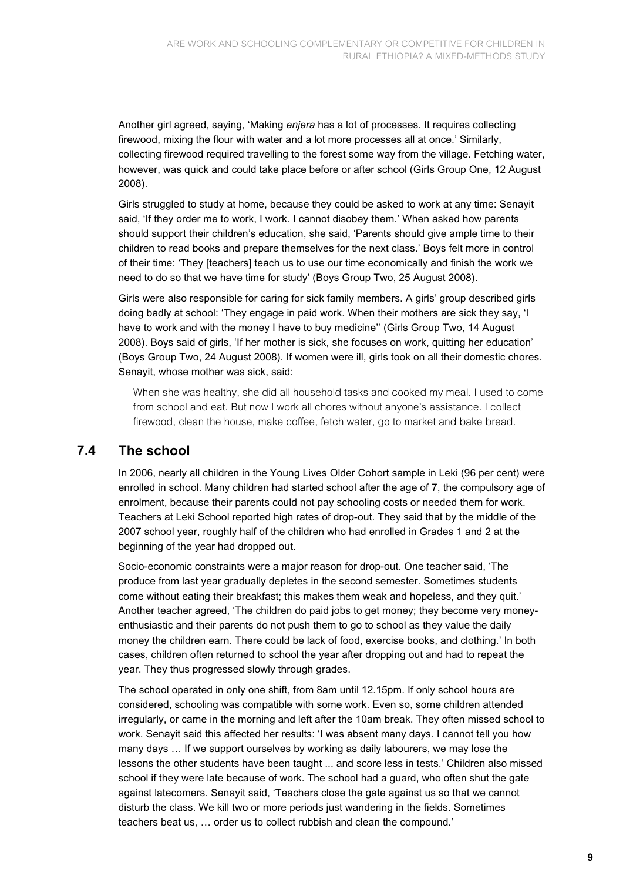Another girl agreed, saying, 'Making *enjera* has a lot of processes. It requires collecting firewood, mixing the flour with water and a lot more processes all at once.' Similarly, collecting firewood required travelling to the forest some way from the village. Fetching water, however, was quick and could take place before or after school (Girls Group One, 12 August 2008).

Girls struggled to study at home, because they could be asked to work at any time: Senayit said, 'If they order me to work, I work. I cannot disobey them.' When asked how parents should support their children's education, she said, 'Parents should give ample time to their children to read books and prepare themselves for the next class.' Boys felt more in control of their time: 'They [teachers] teach us to use our time economically and finish the work we need to do so that we have time for study' (Boys Group Two, 25 August 2008).

Girls were also responsible for caring for sick family members. A girls' group described girls doing badly at school: 'They engage in paid work. When their mothers are sick they say, 'I have to work and with the money I have to buy medicine'' (Girls Group Two, 14 August 2008). Boys said of girls, 'If her mother is sick, she focuses on work, quitting her education' (Boys Group Two, 24 August 2008). If women were ill, girls took on all their domestic chores. Senayit, whose mother was sick, said:

> When she was healthy, she did all household tasks and cooked my meal. I used to come from school and eat. But now I work all chores without anyone's assistance. I collect firewood, clean the house, make coffee, fetch water, go to market and bake bread.

## 7.4 The school

In 2006, nearly all children in the Young Lives Older Cohort sample in Leki (96 per cent) were enrolled in school. Many children had started school after the age of 7, the compulsory age of enrolment, because their parents could not pay schooling costs or needed them for work. Teachers at Leki School reported high rates of drop-out. They said that by the middle of the 2007 school year, roughly half of the children who had enrolled in Grades 1 and 2 at the beginning of the year had dropped out.

Socio-economic constraints were a major reason for drop-out. One teacher said, 'The produce from last year gradually depletes in the second semester. Sometimes students come without eating their breakfast; this makes them weak and hopeless, and they quit.' Another teacher agreed, 'The children do paid jobs to get money; they become very money-enthusiastic and their parents do not push them to go to school as they value the daily money the children earn. There could be lack of food, exercise books, and clothing.' In both cases, children often returned to school the year after dropping out and had to repeat the year. They thus progressed slowly through grades.

The school operated in only one shift, from 8am until 12.15pm. If only school hours are considered, schooling was compatible with some work. Even so, some children attended irregularly, or came in the morning and left after the 10am break. They often missed school to work. Senayit said this affected her results: 'I was absent many days. I cannot tell you how many days … If we support ourselves by working as daily labourers, we may lose the lessons the other students have been taught ... and score less in tests.' Children also missed school if they were late because of work. The school had a guard, who often shut the gate against latecomers. Senayit said, 'Teachers close the gate against us so that we cannot disturb the class. We kill two or more periods just wandering in the fields. Sometimes teachers beat us, … order us to collect rubbish and clean the compound.'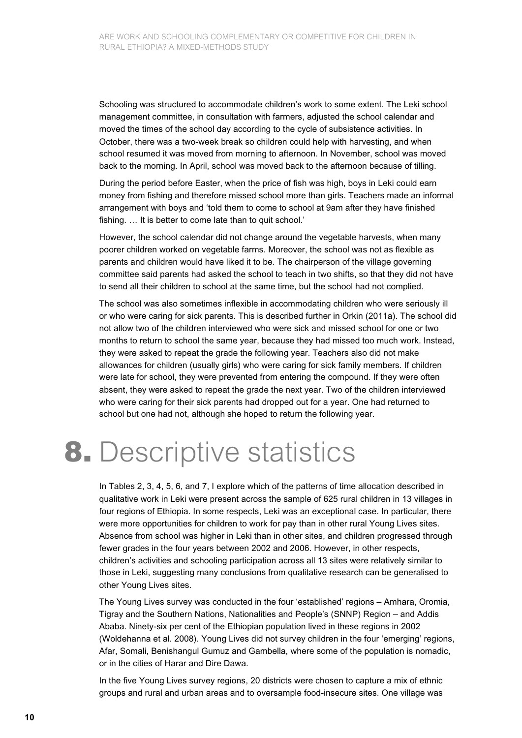Schooling was structured to accommodate children's work to some extent. The Leki school management committee, in consultation with farmers, adjusted the school calendar and moved the times of the school day according to the cycle of subsistence activities. In October, there was a two-week break so children could help with harvesting, and when school resumed it was moved from morning to afternoon. In November, school was moved back to the morning. In April, school was moved back to the afternoon because of tilling.

During the period before Easter, when the price of fish was high, boys in Leki could earn money from fishing and therefore missed school more than girls. Teachers made an informal arrangement with boys and 'told them to come to school at 9am after they have finished fishing. … It is better to come late than to quit school.'

However, the school calendar did not change around the vegetable harvests, when many poorer children worked on vegetable farms. Moreover, the school was not as flexible as parents and children would have liked it to be. The chairperson of the village governing committee said parents had asked the school to teach in two shifts, so that they did not have to send all their children to school at the same time, but the school had not complied.

The school was also sometimes inflexible in accommodating children who were seriously ill or who were caring for sick parents. This is described further in Orkin (2011a). The school did not allow two of the children interviewed who were sick and missed school for one or two months to return to school the same year, because they had missed too much work. Instead, they were asked to repeat the grade the following year. Teachers also did not make allowances for children (usually girls) who were caring for sick family members. If children were late for school, they were prevented from entering the compound. If they were often absent, they were asked to repeat the grade the next year. Two of the children interviewed who were caring for their sick parents had dropped out for a year. One had returned to school but one had not, although she hoped to return the following year.

# 8. Descriptive statistics

In Tables 2, 3, 4, 5, 6, and 7, I explore which of the patterns of time allocation described in qualitative work in Leki were present across the sample of 625 rural children in 13 villages in four regions of Ethiopia. In some respects, Leki was an exceptional case. In particular, there were more opportunities for children to work for pay than in other rural Young Lives sites. Absence from school was higher in Leki than in other sites, and children progressed through fewer grades in the four years between 2002 and 2006. However, in other respects, children's activities and schooling participation across all 13 sites were relatively similar to those in Leki, suggesting many conclusions from qualitative research can be generalised to other Young Lives sites.

The Young Lives survey was conducted in the four 'established' regions – Amhara, Oromia, Tigray and the Southern Nations, Nationalities and People's (SNNP) Region – and Addis Ababa. Ninety-six per cent of the Ethiopian population lived in these regions in 2002 (Woldehanna et al. 2008). Young Lives did not survey children in the four 'emerging' regions, Afar, Somali, Benishangul Gumuz and Gambella, where some of the population is nomadic, or in the cities of Harar and Dire Dawa.

In the five Young Lives survey regions, 20 districts were chosen to capture a mix of ethnic groups and rural and urban areas and to oversample food-insecure sites. One village was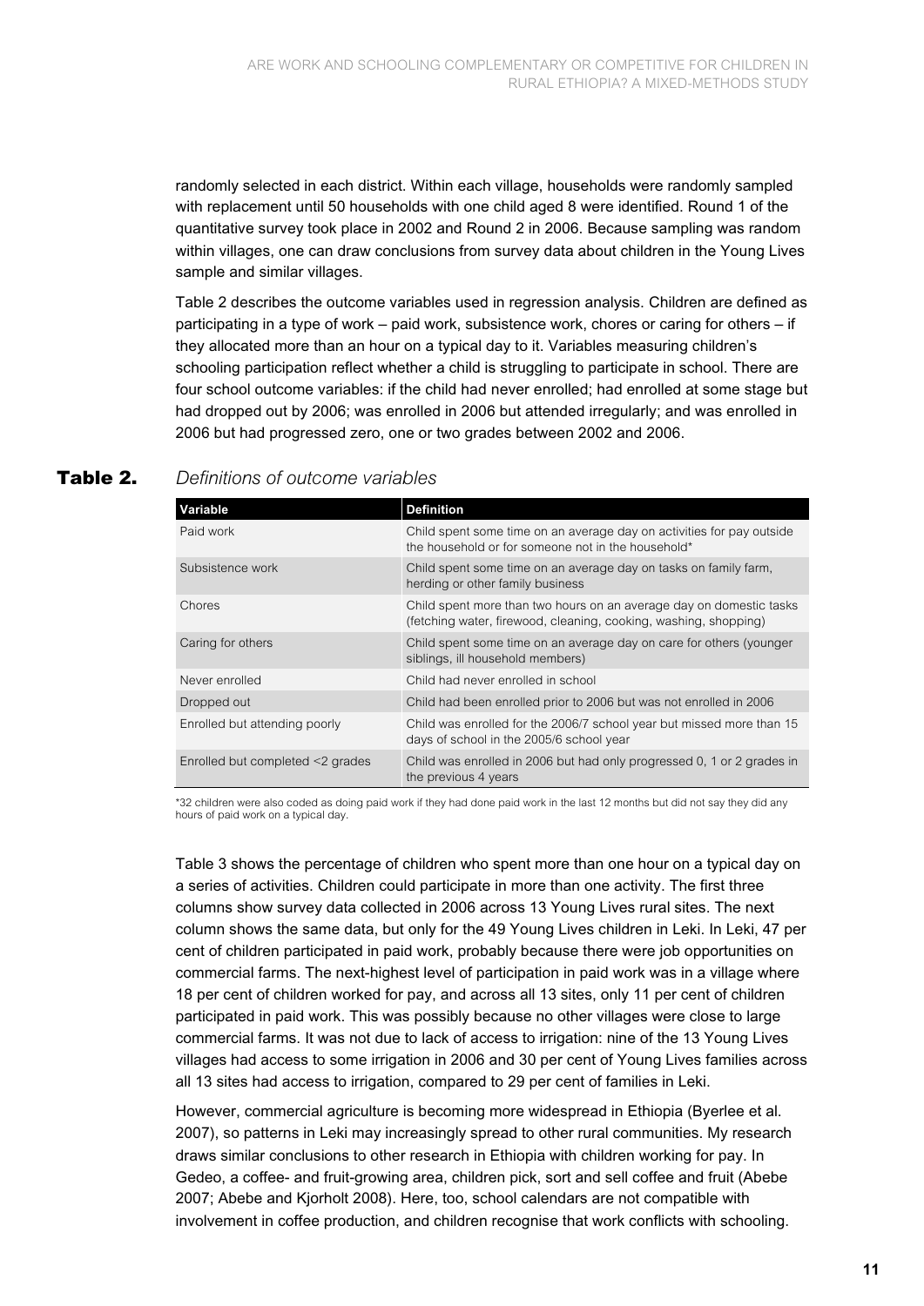randomly selected in each district. Within each village, households were randomly sampled with replacement until 50 households with one child aged 8 were identified. Round 1 of the quantitative survey took place in 2002 and Round 2 in 2006. Because sampling was random within villages, one can draw conclusions from survey data about children in the Young Lives sample and similar villages.

Table 2 describes the outcome variables used in regression analysis. Children are defined as participating in a type of work – paid work, subsistence work, chores or caring for others – if they allocated more than an hour on a typical day to it. Variables measuring children's schooling participation reflect whether a child is struggling to participate in school. There are four school outcome variables: if the child had never enrolled; had enrolled at some stage but had dropped out by 2006; was enrolled in 2006 but attended irregularly; and was enrolled in 2006 but had progressed zero, one or two grades between 2002 and 2006.

**Table 2.** *Definitions of outcome variables*

| Variable | Definition |
|---|---|
| Paid work | Child spent some time on an average day on activities for pay outside the household or for someone not in the household* |
| Subsistence work | Child spent some time on an average day on tasks on family farm, herding or other family business |
| Chores | Child spent more than two hours on an average day on domestic tasks (fetching water, firewood, cleaning, cooking, washing, shopping) |
| Caring for others | Child spent some time on an average day on care for others (younger siblings, ill household members) |
| Never enrolled | Child had never enrolled in school |
| Dropped out | Child had been enrolled prior to 2006 but was not enrolled in 2006 |
| Enrolled but attending poorly | Child was enrolled for the 2006/7 school year but missed more than 15 days of school in the 2005/6 school year |
| Enrolled but completed <2 grades | Child was enrolled in 2006 but had only progressed 0, 1 or 2 grades in the previous 4 years |

*32 children were also coded as doing paid work if they had done paid work in the last 12 months but did not say they did any hours of paid work on a typical day.

Table 3 shows the percentage of children who spent more than one hour on a typical day on a series of activities. Children could participate in more than one activity. The first three columns show survey data collected in 2006 across 13 Young Lives rural sites. The next column shows the same data, but only for the 49 Young Lives children in Leki. In Leki, 47 per cent of children participated in paid work, probably because there were job opportunities on commercial farms. The next-highest level of participation in paid work was in a village where 18 per cent of children worked for pay, and across all 13 sites, only 11 per cent of children participated in paid work. This was possibly because no other villages were close to large commercial farms. It was not due to lack of access to irrigation: nine of the 13 Young Lives villages had access to some irrigation in 2006 and 30 per cent of Young Lives families across all 13 sites had access to irrigation, compared to 29 per cent of families in Leki.

However, commercial agriculture is becoming more widespread in Ethiopia (Byerlee et al. 2007), so patterns in Leki may increasingly spread to other rural communities. My research draws similar conclusions to other research in Ethiopia with children working for pay. In Gedeo, a coffee- and fruit-growing area, children pick, sort and sell coffee and fruit (Abebe 2007; Abebe and Kjorholt 2008). Here, too, school calendars are not compatible with involvement in coffee production, and children recognise that work conflicts with schooling.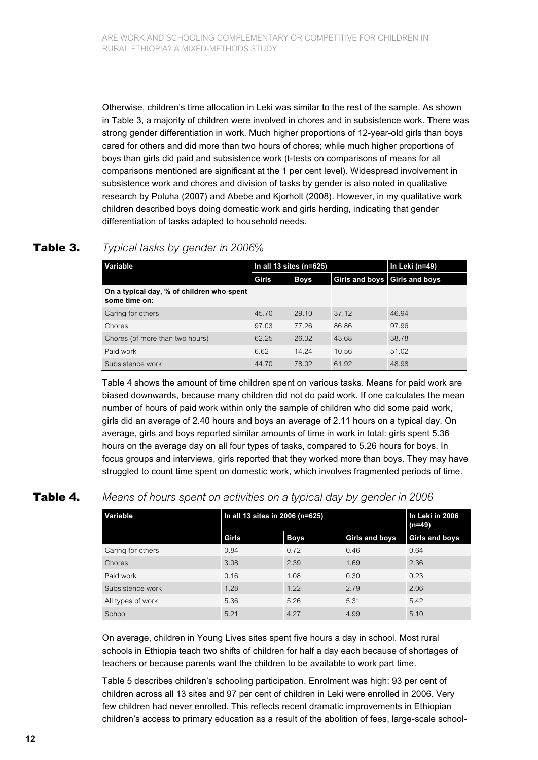Otherwise, children's time allocation in Leki was similar to the rest of the sample. As shown in Table 3, a majority of children were involved in chores and in subsistence work. There was strong gender differentiation in work. Much higher proportions of 12-year-old girls than boys cared for others and did more than two hours of chores; while much higher proportions of boys than girls did paid and subsistence work (t-tests on comparisons of means for all comparisons mentioned are significant at the 1 per cent level). Widespread involvement in subsistence work and chores and division of tasks by gender is also noted in qualitative research by Poluha (2007) and Abebe and Kjorholt (2008). However, in my qualitative work children described boys doing domestic work and girls herding, indicating that gender differentiation of tasks adapted to household needs.

**Table 3.** *Typical tasks by gender in 2006%*

| Variable | In all 13 sites (n=625) | | | In Leki (n=49) |
|---|---|---|---|---|
| | Girls | Boys | Girls and boys | Girls and boys |
| **On a typical day, % of children who spent some time on:** | | | | |
| Caring for others | 45.70 | 29.10 | 37.12 | 46.94 |
| Chores | 97.03 | 77.26 | 86.86 | 97.96 |
| Chores (of more than two hours) | 62.25 | 26.32 | 43.68 | 38.78 |
| Paid work | 6.62 | 14.24 | 10.56 | 51.02 |
| Subsistence work | 44.70 | 78.02 | 61.92 | 48.98 |

Table 4 shows the amount of time children spent on various tasks. Means for paid work are biased downwards, because many children did not do paid work. If one calculates the mean number of hours of paid work within only the sample of children who did some paid work, girls did an average of 2.40 hours and boys an average of 2.11 hours on a typical day. On average, girls and boys reported similar amounts of time in work in total: girls spent 5.36 hours on the average day on all four types of tasks, compared to 5.26 hours for boys. In focus groups and interviews, girls reported that they worked more than boys. They may have struggled to count time spent on domestic work, which involves fragmented periods of time.

**Table 4.** *Means of hours spent on activities on a typical day by gender in 2006*

| Variable | In all 13 sites in 2006 (n=625) | | | In Leki in 2006 (n=49) |
|---|---|---|---|---|
| | Girls | Boys | Girls and boys | Girls and boys |
| Caring for others | 0.84 | 0.72 | 0.46 | 0.64 |
| Chores | 3.08 | 2.39 | 1.69 | 2.36 |
| Paid work | 0.16 | 1.08 | 0.30 | 0.23 |
| Subsistence work | 1.28 | 1.22 | 2.79 | 2.06 |
| All types of work | 5.36 | 5.26 | 5.31 | 5.42 |
| School | 5.21 | 4.27 | 4.99 | 5.10 |

On average, children in Young Lives sites spent five hours a day in school. Most rural schools in Ethiopia teach two shifts of children for half a day each because of shortages of teachers or because parents want the children to be available to work part time.

Table 5 describes children's schooling participation. Enrolment was high: 93 per cent of children across all 13 sites and 97 per cent of children in Leki were enrolled in 2006. Very few children had never enrolled. This reflects recent dramatic improvements in Ethiopian children's access to primary education as a result of the abolition of fees, large-scale school-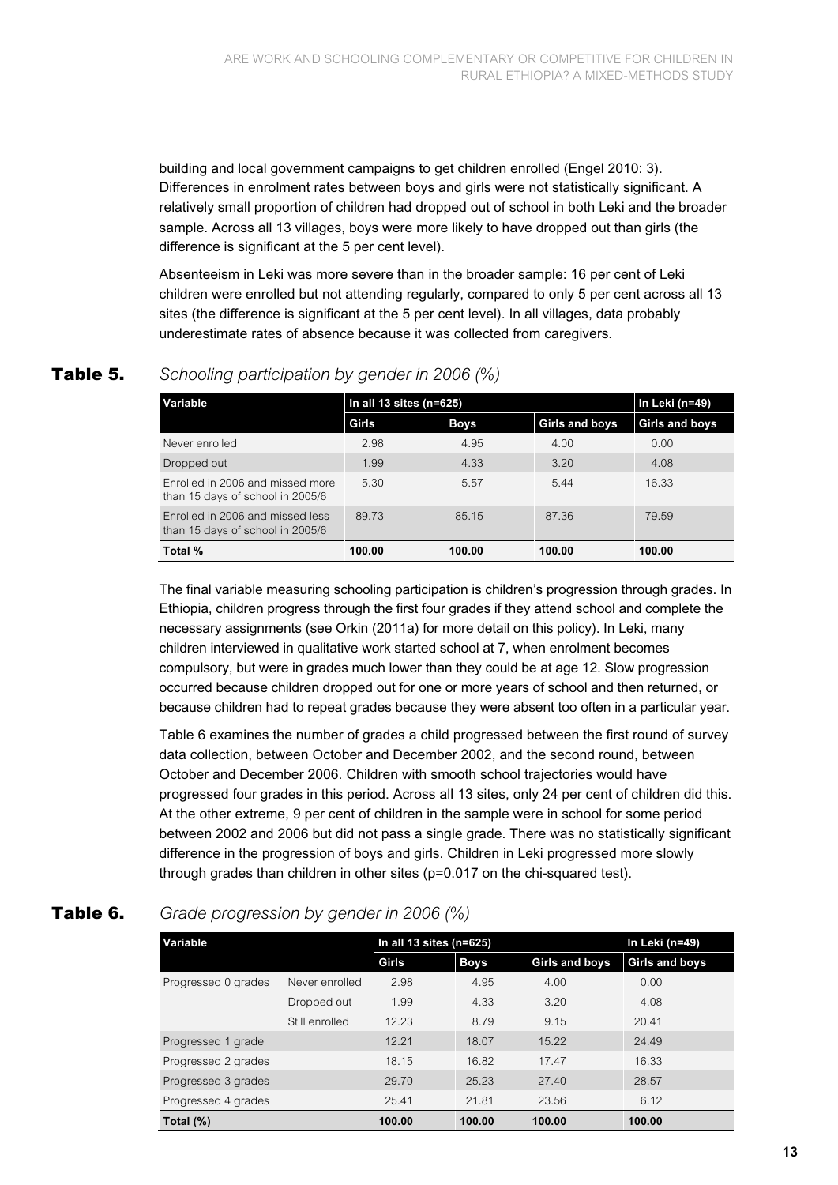building and local government campaigns to get children enrolled (Engel 2010: 3). Differences in enrolment rates between boys and girls were not statistically significant. A relatively small proportion of children had dropped out of school in both Leki and the broader sample. Across all 13 villages, boys were more likely to have dropped out than girls (the difference is significant at the 5 per cent level).

Absenteeism in Leki was more severe than in the broader sample: 16 per cent of Leki children were enrolled but not attending regularly, compared to only 5 per cent across all 13 sites (the difference is significant at the 5 per cent level). In all villages, data probably underestimate rates of absence because it was collected from caregivers.

**Table 5.** *Schooling participation by gender in 2006 (%)*

| Variable | In all 13 sites (n=625) | | | In Leki (n=49) |
|---|---|---|---|---|
| | Girls | Boys | Girls and boys | Girls and boys |
| Never enrolled | 2.98 | 4.95 | 4.00 | 0.00 |
| Dropped out | 1.99 | 4.33 | 3.20 | 4.08 |
| Enrolled in 2006 and missed more than 15 days of school in 2005/6 | 5.30 | 5.57 | 5.44 | 16.33 |
| Enrolled in 2006 and missed less than 15 days of school in 2005/6 | 89.73 | 85.15 | 87.36 | 79.59 |
| **Total %** | **100.00** | **100.00** | **100.00** | **100.00** |

The final variable measuring schooling participation is children's progression through grades. In Ethiopia, children progress through the first four grades if they attend school and complete the necessary assignments (see Orkin (2011a) for more detail on this policy). In Leki, many children interviewed in qualitative work started school at 7, when enrolment becomes compulsory, but were in grades much lower than they could be at age 12. Slow progression occurred because children dropped out for one or more years of school and then returned, or because children had to repeat grades because they were absent too often in a particular year.

Table 6 examines the number of grades a child progressed between the first round of survey data collection, between October and December 2002, and the second round, between October and December 2006. Children with smooth school trajectories would have progressed four grades in this period. Across all 13 sites, only 24 per cent of children did this. At the other extreme, 9 per cent of children in the sample were in school for some period between 2002 and 2006 but did not pass a single grade. There was no statistically significant difference in the progression of boys and girls. Children in Leki progressed more slowly through grades than children in other sites ($p=0.017$ on the chi-squared test).

**Table 6.** *Grade progression by gender in 2006 (%)*

| Variable | | In all 13 sites (n=625) | | | In Leki (n=49) |
|---|---|---|---|---|---|
| | | Girls | Boys | Girls and boys | Girls and boys |
| Progressed 0 grades | Never enrolled | 2.98 | 4.95 | 4.00 | 0.00 |
| | Dropped out | 1.99 | 4.33 | 3.20 | 4.08 |
| | Still enrolled | 12.23 | 8.79 | 9.15 | 20.41 |
| Progressed 1 grade | | 12.21 | 18.07 | 15.22 | 24.49 |
| Progressed 2 grades | | 18.15 | 16.82 | 17.47 | 16.33 |
| Progressed 3 grades | | 29.70 | 25.23 | 27.40 | 28.57 |
| Progressed 4 grades | | 25.41 | 21.81 | 23.56 | 6.12 |
| **Total (%)** | | **100.00** | **100.00** | **100.00** | **100.00** |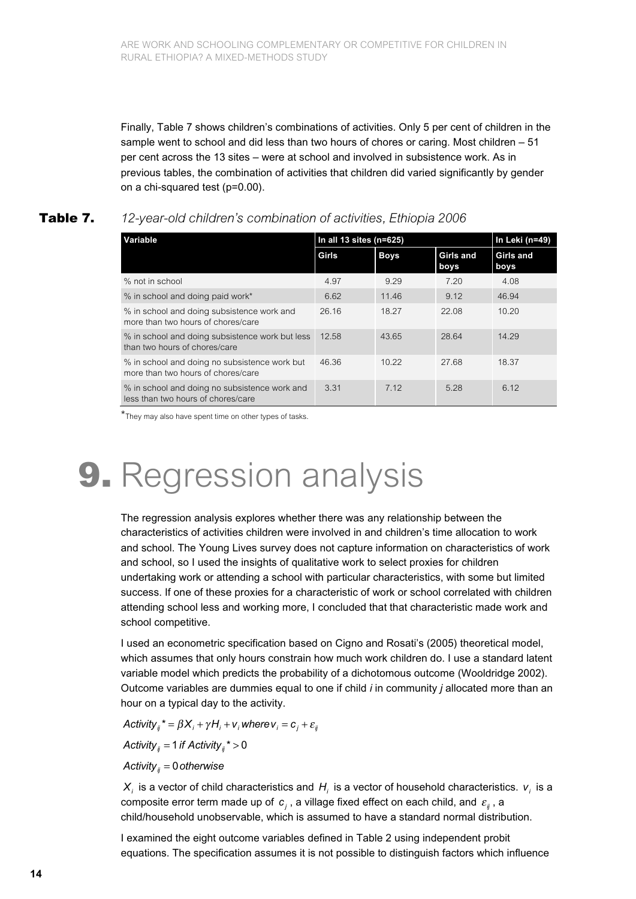Finally, Table 7 shows children's combinations of activities. Only 5 per cent of children in the sample went to school and did less than two hours of chores or caring. Most children – 51 per cent across the 13 sites – were at school and involved in subsistence work. As in previous tables, the combination of activities that children did varied significantly by gender on a chi-squared test (p=0.00).

**Table 7.** *12-year-old children's combination of activities, Ethiopia 2006*

| Variable | In all 13 sites (n=625) | | | In Leki (n=49) |
|---|---|---|---|---|
| | Girls | Boys | Girls and boys | Girls and boys |
| % not in school | 4.97 | 9.29 | 7.20 | 4.08 |
| % in school and doing paid work* | 6.62 | 11.46 | 9.12 | 46.94 |
| % in school and doing subsistence work and more than two hours of chores/care | 26.16 | 18.27 | 22.08 | 10.20 |
| % in school and doing subsistence work but less than two hours of chores/care | 12.58 | 43.65 | 28.64 | 14.29 |
| % in school and doing no subsistence work but more than two hours of chores/care | 46.36 | 10.22 | 27.68 | 18.37 |
| % in school and doing no subsistence work and less than two hours of chores/care | 3.31 | 7.12 | 5.28 | 6.12 |

*They may also have spent time on other types of tasks.

# 9. Regression analysis

The regression analysis explores whether there was any relationship between the characteristics of activities children were involved in and children's time allocation to work and school. The Young Lives survey does not capture information on characteristics of work and school, so I used the insights of qualitative work to select proxies for children undertaking work or attending a school with particular characteristics, with some but limited success. If one of these proxies for a characteristic of work or school correlated with children attending school less and working more, I concluded that that characteristic made work and school competitive.

I used an econometric specification based on Cigno and Rosati's (2005) theoretical model, which assumes that only hours constrain how much work children do. I use a standard latent variable model which predicts the probability of a dichotomous outcome (Wooldridge 2002). Outcome variables are dummies equal to one if child *i* in community *j* allocated more than an hour on a typical day to the activity.

$$Activity_{ij}^* = \beta X_i + \gamma H_i + v_i \; where \; v_i = c_j + \varepsilon_{ij}$$

$$Activity_{ij} = 1 \; if \; Activity_{ij}^* > 0$$

$$Activity_{ij} = 0 \; otherwise$$

$X_i$ is a vector of child characteristics and $H_i$ is a vector of household characteristics. $v_i$ is a composite error term made up of $c_j$, a village fixed effect on each child, and $\varepsilon_{ij}$, a child/household unobservable, which is assumed to have a standard normal distribution.

I examined the eight outcome variables defined in Table 2 using independent probit equations. The specification assumes it is not possible to distinguish factors which influence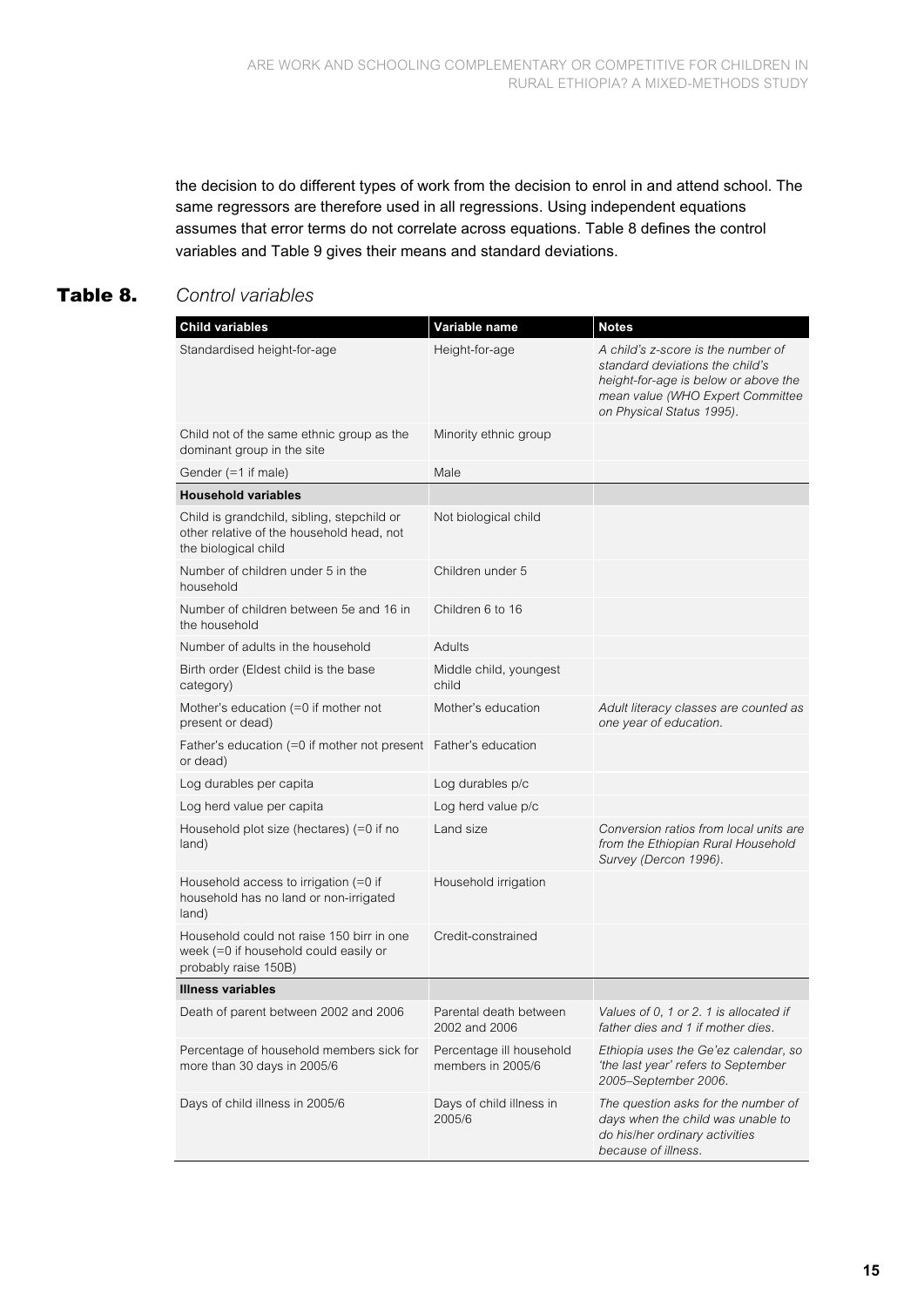the decision to do different types of work from the decision to enrol in and attend school. The same regressors are therefore used in all regressions. Using independent equations assumes that error terms do not correlate across equations. Table 8 defines the control variables and Table 9 gives their means and standard deviations.

**Table 8.** *Control variables*

| Child variables | Variable name | Notes |
|---|---|---|
| Standardised height-for-age | Height-for-age | *A child's z-score is the number of standard deviations the child's height-for-age is below or above the mean value (WHO Expert Committee on Physical Status 1995).* |
| Child not of the same ethnic group as the dominant group in the site | Minority ethnic group | |
| Gender (=1 if male) | Male | |
| **Household variables** | | |
| Child is grandchild, sibling, stepchild or other relative of the household head, not the biological child | Not biological child | |
| Number of children under 5 in the household | Children under 5 | |
| Number of children between 5e and 16 in the household | Children 6 to 16 | |
| Number of adults in the household | Adults | |
| Birth order (Eldest child is the base category) | Middle child, youngest child | |
| Mother's education (=0 if mother not present or dead) | Mother's education | *Adult literacy classes are counted as one year of education.* |
| Father's education (=0 if mother not present or dead) | Father's education | |
| Log durables per capita | Log durables p/c | |
| Log herd value per capita | Log herd value p/c | |
| Household plot size (hectares) (=0 if no land) | Land size | *Conversion ratios from local units are from the Ethiopian Rural Household Survey (Dercon 1996).* |
| Household access to irrigation (=0 if household has no land or non-irrigated land) | Household irrigation | |
| Household could not raise 150 birr in one week (=0 if household could easily or probably raise 150B) | Credit-constrained | |
| **Illness variables** | | |
| Death of parent between 2002 and 2006 | Parental death between 2002 and 2006 | *Values of 0, 1 or 2. 1 is allocated if father dies and 1 if mother dies.* |
| Percentage of household members sick for more than 30 days in 2005/6 | Percentage ill household members in 2005/6 | *Ethiopia uses the Ge'ez calendar, so 'the last year' refers to September 2005–September 2006.* |
| Days of child illness in 2005/6 | Days of child illness in 2005/6 | *The question asks for the number of days when the child was unable to do his/her ordinary activities because of illness.* |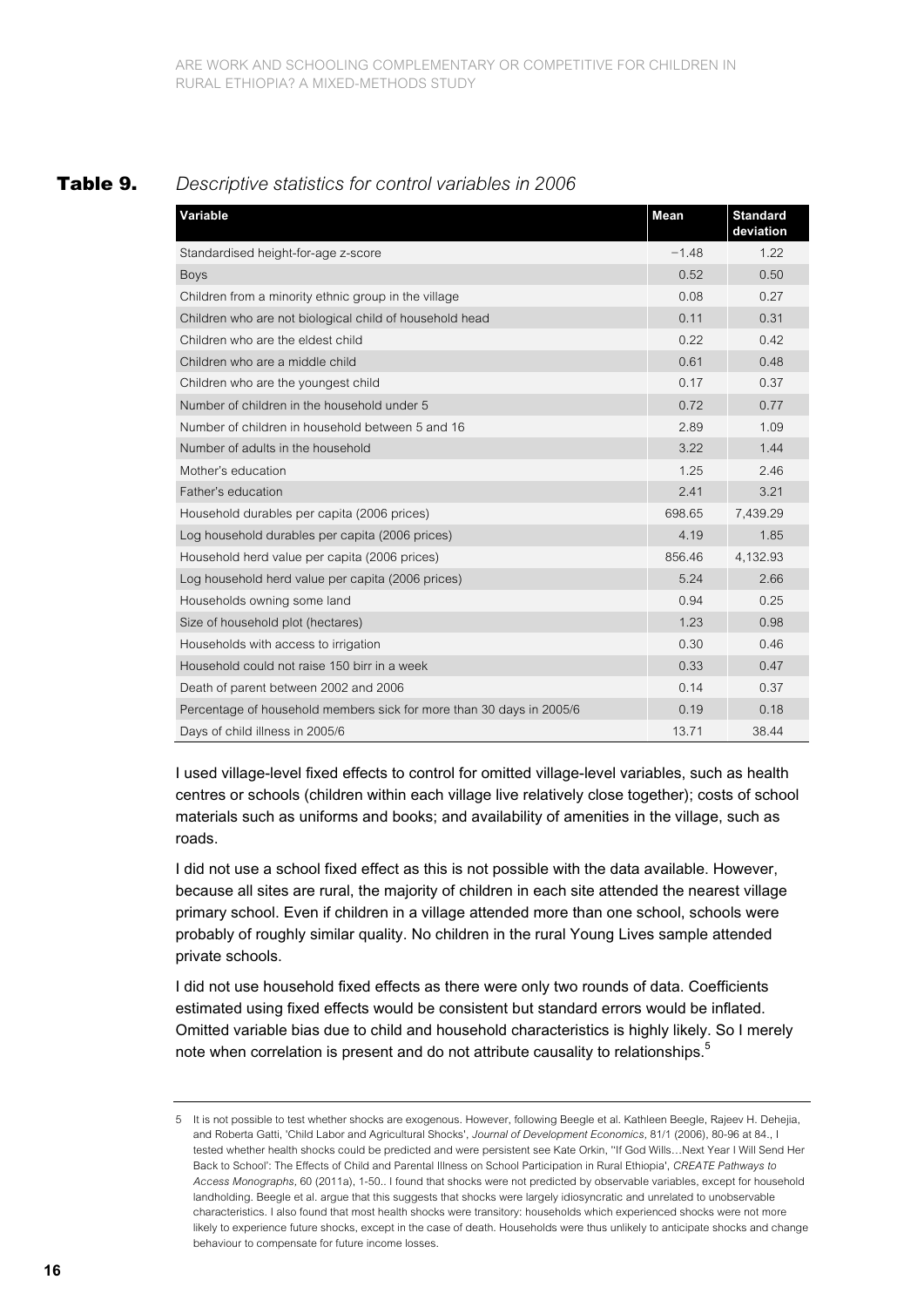**Table 9.** *Descriptive statistics for control variables in 2006*

| Variable | Mean | Standard deviation |
|---|---|---|
| Standardised height-for-age z-score | −1.48 | 1.22 |
| Boys | 0.52 | 0.50 |
| Children from a minority ethnic group in the village | 0.08 | 0.27 |
| Children who are not biological child of household head | 0.11 | 0.31 |
| Children who are the eldest child | 0.22 | 0.42 |
| Children who are a middle child | 0.61 | 0.48 |
| Children who are the youngest child | 0.17 | 0.37 |
| Number of children in the household under 5 | 0.72 | 0.77 |
| Number of children in household between 5 and 16 | 2.89 | 1.09 |
| Number of adults in the household | 3.22 | 1.44 |
| Mother's education | 1.25 | 2.46 |
| Father's education | 2.41 | 3.21 |
| Household durables per capita (2006 prices) | 698.65 | 7,439.29 |
| Log household durables per capita (2006 prices) | 4.19 | 1.85 |
| Household herd value per capita (2006 prices) | 856.46 | 4,132.93 |
| Log household herd value per capita (2006 prices) | 5.24 | 2.66 |
| Households owning some land | 0.94 | 0.25 |
| Size of household plot (hectares) | 1.23 | 0.98 |
| Households with access to irrigation | 0.30 | 0.46 |
| Household could not raise 150 birr in a week | 0.33 | 0.47 |
| Death of parent between 2002 and 2006 | 0.14 | 0.37 |
| Percentage of household members sick for more than 30 days in 2005/6 | 0.19 | 0.18 |
| Days of child illness in 2005/6 | 13.71 | 38.44 |

I used village-level fixed effects to control for omitted village-level variables, such as health centres or schools (children within each village live relatively close together); costs of school materials such as uniforms and books; and availability of amenities in the village, such as roads.

I did not use a school fixed effect as this is not possible with the data available. However, because all sites are rural, the majority of children in each site attended the nearest village primary school. Even if children in a village attended more than one school, schools were probably of roughly similar quality. No children in the rural Young Lives sample attended private schools.

I did not use household fixed effects as there were only two rounds of data. Coefficients estimated using fixed effects would be consistent but standard errors would be inflated. Omitted variable bias due to child and household characteristics is highly likely. So I merely note when correlation is present and do not attribute causality to relationships.[5]

---

5 It is not possible to test whether shocks are exogenous. However, following Beegle et al. Kathleen Beegle, Rajeev H. Dehejia, and Roberta Gatti, 'Child Labor and Agricultural Shocks', *Journal of Development Economics*, 81/1 (2006), 80-96 at 84., I tested whether health shocks could be predicted and were persistent see Kate Orkin, ''If God Wills…Next Year I Will Send Her Back to School': The Effects of Child and Parental Illness on School Participation in Rural Ethiopia', *CREATE Pathways to Access Monographs*, 60 (2011a), 1-50.. I found that shocks were not predicted by observable variables, except for household landholding. Beegle et al. argue that this suggests that shocks were largely idiosyncratic and unrelated to unobservable characteristics. I also found that most health shocks were transitory: households which experienced shocks were not more likely to experience future shocks, except in the case of death. Households were thus unlikely to anticipate shocks and change behaviour to compensate for future income losses.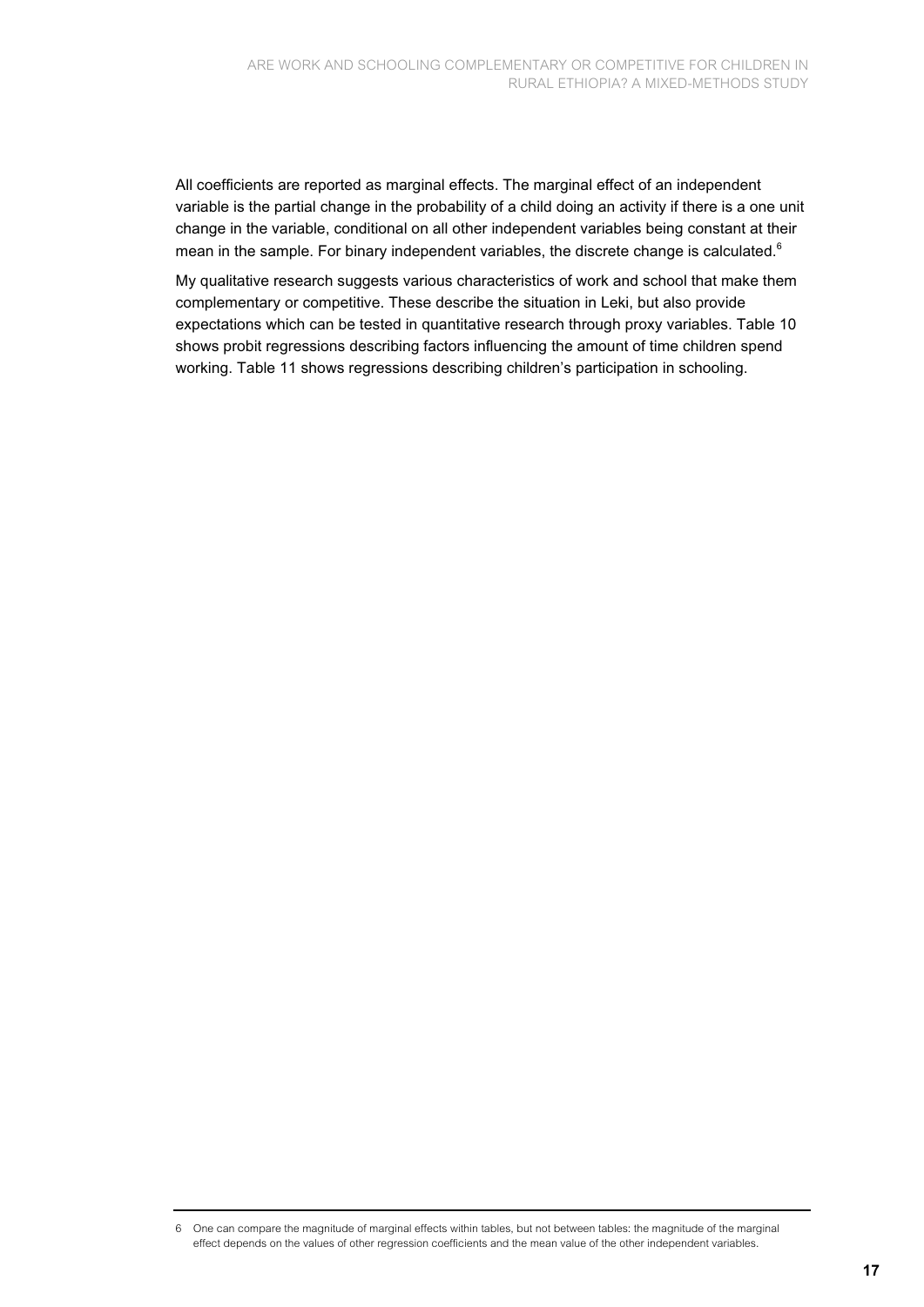All coefficients are reported as marginal effects. The marginal effect of an independent variable is the partial change in the probability of a child doing an activity if there is a one unit change in the variable, conditional on all other independent variables being constant at their mean in the sample. For binary independent variables, the discrete change is calculated.[6]

My qualitative research suggests various characteristics of work and school that make them complementary or competitive. These describe the situation in Leki, but also provide expectations which can be tested in quantitative research through proxy variables. Table 10 shows probit regressions describing factors influencing the amount of time children spend working. Table 11 shows regressions describing children's participation in schooling.

---

6 One can compare the magnitude of marginal effects within tables, but not between tables: the magnitude of the marginal effect depends on the values of other regression coefficients and the mean value of the other independent variables.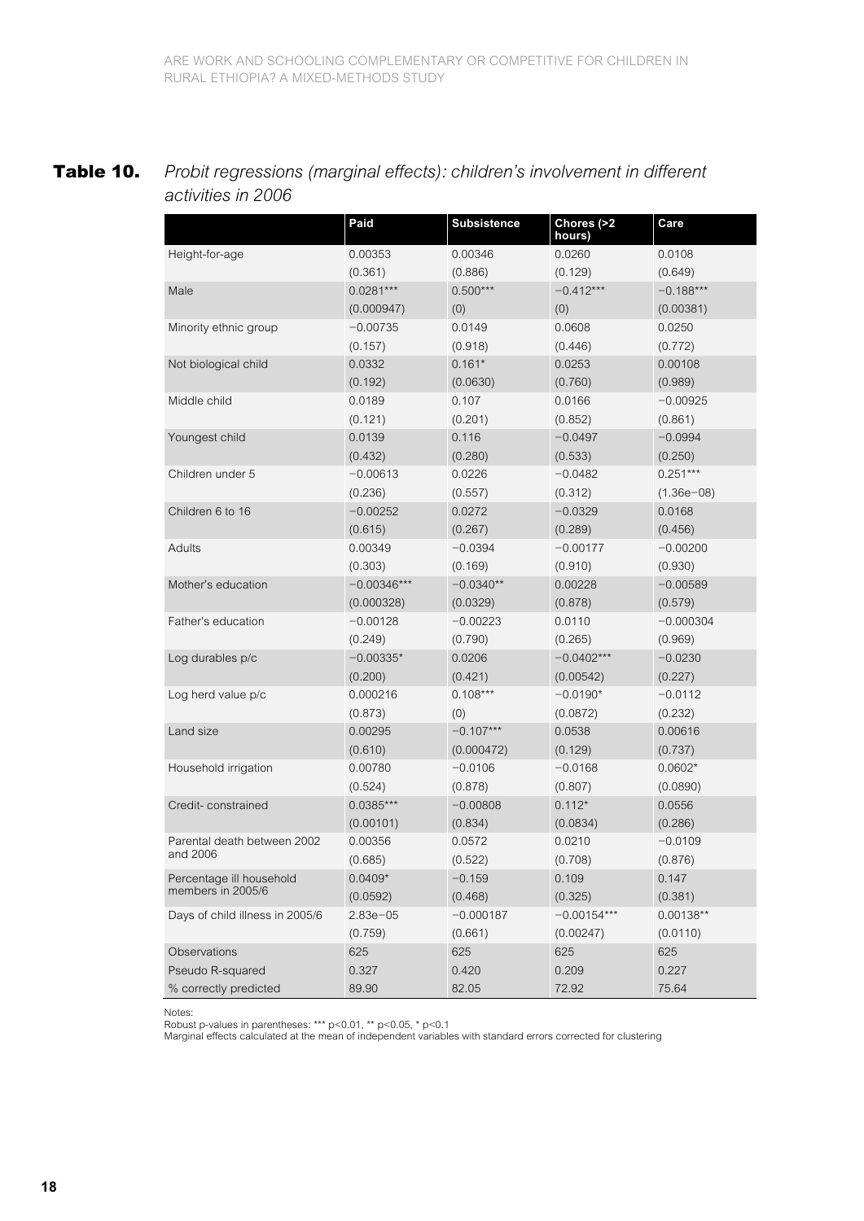**Table 10.** *Probit regressions (marginal effects): children's involvement in different activities in 2006*

| | Paid | Subsistence | Chores (>2 hours) | Care |
|---|---|---|---|---|
| Height-for-age | 0.00353 | 0.00346 | 0.0260 | 0.0108 |
| | (0.361) | (0.886) | (0.129) | (0.649) |
| Male | 0.0281*** | 0.500*** | −0.412*** | −0.188*** |
| | (0.000947) | (0) | (0) | (0.00381) |
| Minority ethnic group | −0.00735 | 0.0149 | 0.0608 | 0.0250 |
| | (0.157) | (0.918) | (0.446) | (0.772) |
| Not biological child | 0.0332 | 0.161* | 0.0253 | 0.00108 |
| | (0.192) | (0.0630) | (0.760) | (0.989) |
| Middle child | 0.0189 | 0.107 | 0.0166 | −0.00925 |
| | (0.121) | (0.201) | (0.852) | (0.861) |
| Youngest child | 0.0139 | 0.116 | −0.0497 | −0.0994 |
| | (0.432) | (0.280) | (0.533) | (0.250) |
| Children under 5 | −0.00613 | 0.0226 | −0.0482 | 0.251*** |
| | (0.236) | (0.557) | (0.312) | (1.36e−08) |
| Children 6 to 16 | −0.00252 | 0.0272 | −0.0329 | 0.0168 |
| | (0.615) | (0.267) | (0.289) | (0.456) |
| Adults | 0.00349 | −0.0394 | −0.00177 | −0.00200 |
| | (0.303) | (0.169) | (0.910) | (0.930) |
| Mother's education | −0.00346*** | −0.0340** | 0.00228 | −0.00589 |
| | (0.000328) | (0.0329) | (0.878) | (0.579) |
| Father's education | −0.00128 | −0.00223 | 0.0110 | −0.000304 |
| | (0.249) | (0.790) | (0.265) | (0.969) |
| Log durables p/c | −0.00335* | 0.0206 | −0.0402*** | −0.0230 |
| | (0.200) | (0.421) | (0.00542) | (0.227) |
| Log herd value p/c | 0.000216 | 0.108*** | −0.0190* | −0.0112 |
| | (0.873) | (0) | (0.0872) | (0.232) |
| Land size | 0.00295 | −0.107*** | 0.0538 | 0.00616 |
| | (0.610) | (0.000472) | (0.129) | (0.737) |
| Household irrigation | 0.00780 | −0.0106 | −0.0168 | 0.0602* |
| | (0.524) | (0.878) | (0.807) | (0.0890) |
| Credit- constrained | 0.0385*** | −0.00808 | 0.112* | 0.0556 |
| | (0.00101) | (0.834) | (0.0834) | (0.286) |
| Parental death between 2002 and 2006 | 0.00356 | 0.0572 | 0.0210 | −0.0109 |
| | (0.685) | (0.522) | (0.708) | (0.876) |
| Percentage ill household members in 2005/6 | 0.0409* | −0.159 | 0.109 | 0.147 |
| | (0.0592) | (0.468) | (0.325) | (0.381) |
| Days of child illness in 2005/6 | 2.83e−05 | −0.000187 | −0.00154*** | 0.00138** |
| | (0.759) | (0.661) | (0.00247) | (0.0110) |
| Observations | 625 | 625 | 625 | 625 |
| Pseudo R-squared | 0.327 | 0.420 | 0.209 | 0.227 |
| % correctly predicted | 89.90 | 82.05 | 72.92 | 75.64 |

Notes:
Robust p-values in parentheses: *** p<0.01, ** p<0.05, * p<0.1
Marginal effects calculated at the mean of independent variables with standard errors corrected for clustering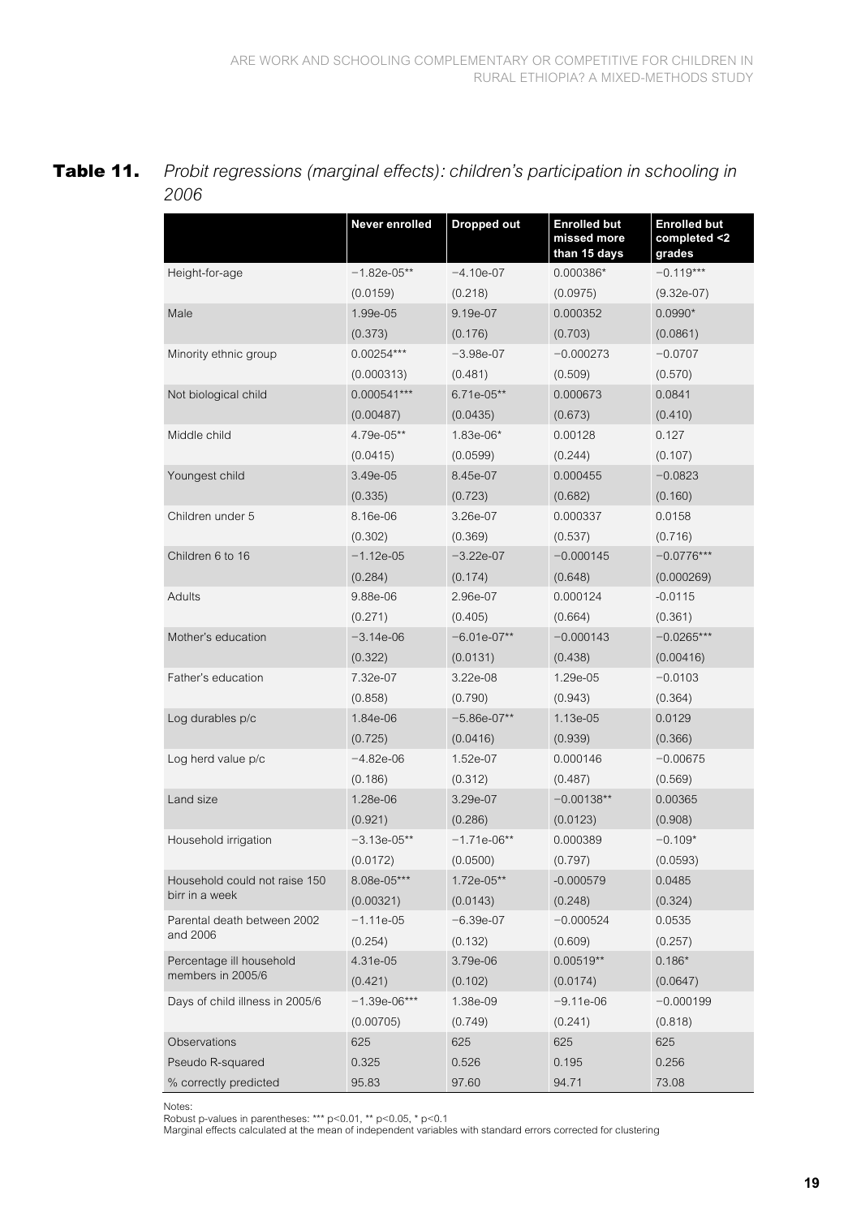**Table 11.** *Probit regressions (marginal effects): children's participation in schooling in 2006*

| | Never enrolled | Dropped out | Enrolled but missed more than 15 days | Enrolled but completed <2 grades |
|---|---|---|---|---|
| Height-for-age | −1.82e-05** | −4.10e-07 | 0.000386* | −0.119*** |
| | (0.0159) | (0.218) | (0.0975) | (9.32e-07) |
| Male | 1.99e-05 | 9.19e-07 | 0.000352 | 0.0990* |
| | (0.373) | (0.176) | (0.703) | (0.0861) |
| Minority ethnic group | 0.00254*** | −3.98e-07 | −0.000273 | −0.0707 |
| | (0.000313) | (0.481) | (0.509) | (0.570) |
| Not biological child | 0.000541*** | 6.71e-05** | 0.000673 | 0.0841 |
| | (0.00487) | (0.0435) | (0.673) | (0.410) |
| Middle child | 4.79e-05** | 1.83e-06* | 0.00128 | 0.127 |
| | (0.0415) | (0.0599) | (0.244) | (0.107) |
| Youngest child | 3.49e-05 | 8.45e-07 | 0.000455 | −0.0823 |
| | (0.335) | (0.723) | (0.682) | (0.160) |
| Children under 5 | 8.16e-06 | 3.26e-07 | 0.000337 | 0.0158 |
| | (0.302) | (0.369) | (0.537) | (0.716) |
| Children 6 to 16 | −1.12e-05 | −3.22e-07 | −0.000145 | −0.0776*** |
| | (0.284) | (0.174) | (0.648) | (0.000269) |
| Adults | 9.88e-06 | 2.96e-07 | 0.000124 | -0.0115 |
| | (0.271) | (0.405) | (0.664) | (0.361) |
| Mother's education | −3.14e-06 | −6.01e-07** | −0.000143 | −0.0265*** |
| | (0.322) | (0.0131) | (0.438) | (0.00416) |
| Father's education | 7.32e-07 | 3.22e-08 | 1.29e-05 | −0.0103 |
| | (0.858) | (0.790) | (0.943) | (0.364) |
| Log durables p/c | 1.84e-06 | −5.86e-07** | 1.13e-05 | 0.0129 |
| | (0.725) | (0.0416) | (0.939) | (0.366) |
| Log herd value p/c | −4.82e-06 | 1.52e-07 | 0.000146 | −0.00675 |
| | (0.186) | (0.312) | (0.487) | (0.569) |
| Land size | 1.28e-06 | 3.29e-07 | −0.00138** | 0.00365 |
| | (0.921) | (0.286) | (0.0123) | (0.908) |
| Household irrigation | −3.13e-05** | −1.71e-06** | 0.000389 | −0.109* |
| | (0.0172) | (0.0500) | (0.797) | (0.0593) |
| Household could not raise 150 birr in a week | 8.08e-05*** | 1.72e-05** | -0.000579 | 0.0485 |
| | (0.00321) | (0.0143) | (0.248) | (0.324) |
| Parental death between 2002 and 2006 | −1.11e-05 | −6.39e-07 | −0.000524 | 0.0535 |
| | (0.254) | (0.132) | (0.609) | (0.257) |
| Percentage ill household members in 2005/6 | 4.31e-05 | 3.79e-06 | 0.00519** | 0.186* |
| | (0.421) | (0.102) | (0.0174) | (0.0647) |
| Days of child illness in 2005/6 | −1.39e-06*** | 1.38e-09 | −9.11e-06 | −0.000199 |
| | (0.00705) | (0.749) | (0.241) | (0.818) |
| Observations | 625 | 625 | 625 | 625 |
| Pseudo R-squared | 0.325 | 0.526 | 0.195 | 0.256 |
| % correctly predicted | 95.83 | 97.60 | 94.71 | 73.08 |

Notes:
Robust p-values in parentheses: *** p<0.01, ** p<0.05, * p<0.1
Marginal effects calculated at the mean of independent variables with standard errors corrected for clustering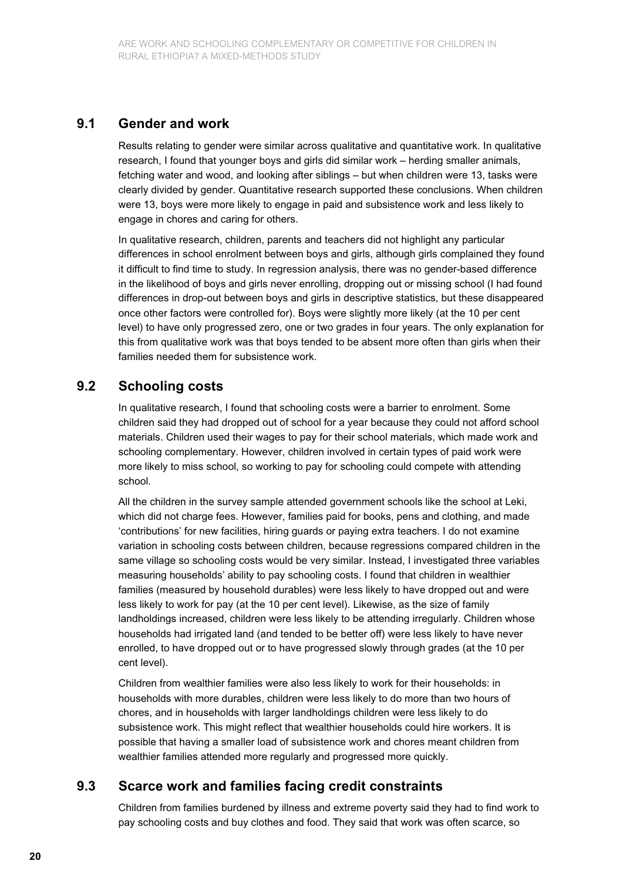## 9.1 Gender and work

Results relating to gender were similar across qualitative and quantitative work. In qualitative research, I found that younger boys and girls did similar work – herding smaller animals, fetching water and wood, and looking after siblings – but when children were 13, tasks were clearly divided by gender. Quantitative research supported these conclusions. When children were 13, boys were more likely to engage in paid and subsistence work and less likely to engage in chores and caring for others.

In qualitative research, children, parents and teachers did not highlight any particular differences in school enrolment between boys and girls, although girls complained they found it difficult to find time to study. In regression analysis, there was no gender-based difference in the likelihood of boys and girls never enrolling, dropping out or missing school (I had found differences in drop-out between boys and girls in descriptive statistics, but these disappeared once other factors were controlled for). Boys were slightly more likely (at the 10 per cent level) to have only progressed zero, one or two grades in four years. The only explanation for this from qualitative work was that boys tended to be absent more often than girls when their families needed them for subsistence work.

## 9.2 Schooling costs

In qualitative research, I found that schooling costs were a barrier to enrolment. Some children said they had dropped out of school for a year because they could not afford school materials. Children used their wages to pay for their school materials, which made work and schooling complementary. However, children involved in certain types of paid work were more likely to miss school, so working to pay for schooling could compete with attending school.

All the children in the survey sample attended government schools like the school at Leki, which did not charge fees. However, families paid for books, pens and clothing, and made 'contributions' for new facilities, hiring guards or paying extra teachers. I do not examine variation in schooling costs between children, because regressions compared children in the same village so schooling costs would be very similar. Instead, I investigated three variables measuring households' ability to pay schooling costs. I found that children in wealthier families (measured by household durables) were less likely to have dropped out and were less likely to work for pay (at the 10 per cent level). Likewise, as the size of family landholdings increased, children were less likely to be attending irregularly. Children whose households had irrigated land (and tended to be better off) were less likely to have never enrolled, to have dropped out or to have progressed slowly through grades (at the 10 per cent level).

Children from wealthier families were also less likely to work for their households: in households with more durables, children were less likely to do more than two hours of chores, and in households with larger landholdings children were less likely to do subsistence work. This might reflect that wealthier households could hire workers. It is possible that having a smaller load of subsistence work and chores meant children from wealthier families attended more regularly and progressed more quickly.

## 9.3 Scarce work and families facing credit constraints

Children from families burdened by illness and extreme poverty said they had to find work to pay schooling costs and buy clothes and food. They said that work was often scarce, so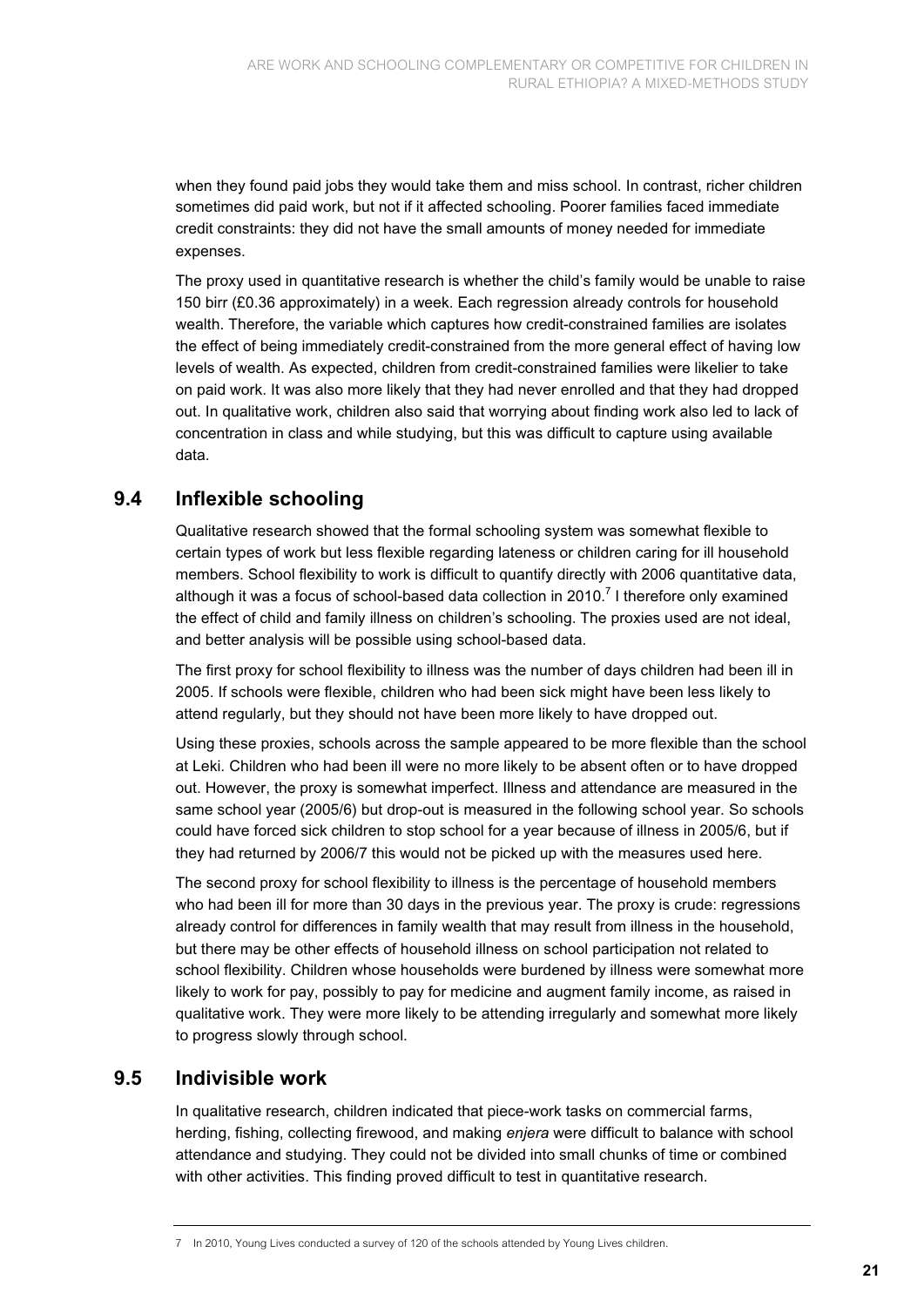when they found paid jobs they would take them and miss school. In contrast, richer children sometimes did paid work, but not if it affected schooling. Poorer families faced immediate credit constraints: they did not have the small amounts of money needed for immediate expenses.

The proxy used in quantitative research is whether the child's family would be unable to raise 150 birr (£0.36 approximately) in a week. Each regression already controls for household wealth. Therefore, the variable which captures how credit-constrained families are isolates the effect of being immediately credit-constrained from the more general effect of having low levels of wealth. As expected, children from credit-constrained families were likelier to take on paid work. It was also more likely that they had never enrolled and that they had dropped out. In qualitative work, children also said that worrying about finding work also led to lack of concentration in class and while studying, but this was difficult to capture using available data.

## 9.4 Inflexible schooling

Qualitative research showed that the formal schooling system was somewhat flexible to certain types of work but less flexible regarding lateness or children caring for ill household members. School flexibility to work is difficult to quantify directly with 2006 quantitative data, although it was a focus of school-based data collection in 2010.[7] I therefore only examined the effect of child and family illness on children's schooling. The proxies used are not ideal, and better analysis will be possible using school-based data.

The first proxy for school flexibility to illness was the number of days children had been ill in 2005. If schools were flexible, children who had been sick might have been less likely to attend regularly, but they should not have been more likely to have dropped out.

Using these proxies, schools across the sample appeared to be more flexible than the school at Leki. Children who had been ill were no more likely to be absent often or to have dropped out. However, the proxy is somewhat imperfect. Illness and attendance are measured in the same school year (2005/6) but drop-out is measured in the following school year. So schools could have forced sick children to stop school for a year because of illness in 2005/6, but if they had returned by 2006/7 this would not be picked up with the measures used here.

The second proxy for school flexibility to illness is the percentage of household members who had been ill for more than 30 days in the previous year. The proxy is crude: regressions already control for differences in family wealth that may result from illness in the household, but there may be other effects of household illness on school participation not related to school flexibility. Children whose households were burdened by illness were somewhat more likely to work for pay, possibly to pay for medicine and augment family income, as raised in qualitative work. They were more likely to be attending irregularly and somewhat more likely to progress slowly through school.

## 9.5 Indivisible work

In qualitative research, children indicated that piece-work tasks on commercial farms, herding, fishing, collecting firewood, and making *enjera* were difficult to balance with school attendance and studying. They could not be divided into small chunks of time or combined with other activities. This finding proved difficult to test in quantitative research.

---

7 In 2010, Young Lives conducted a survey of 120 of the schools attended by Young Lives children.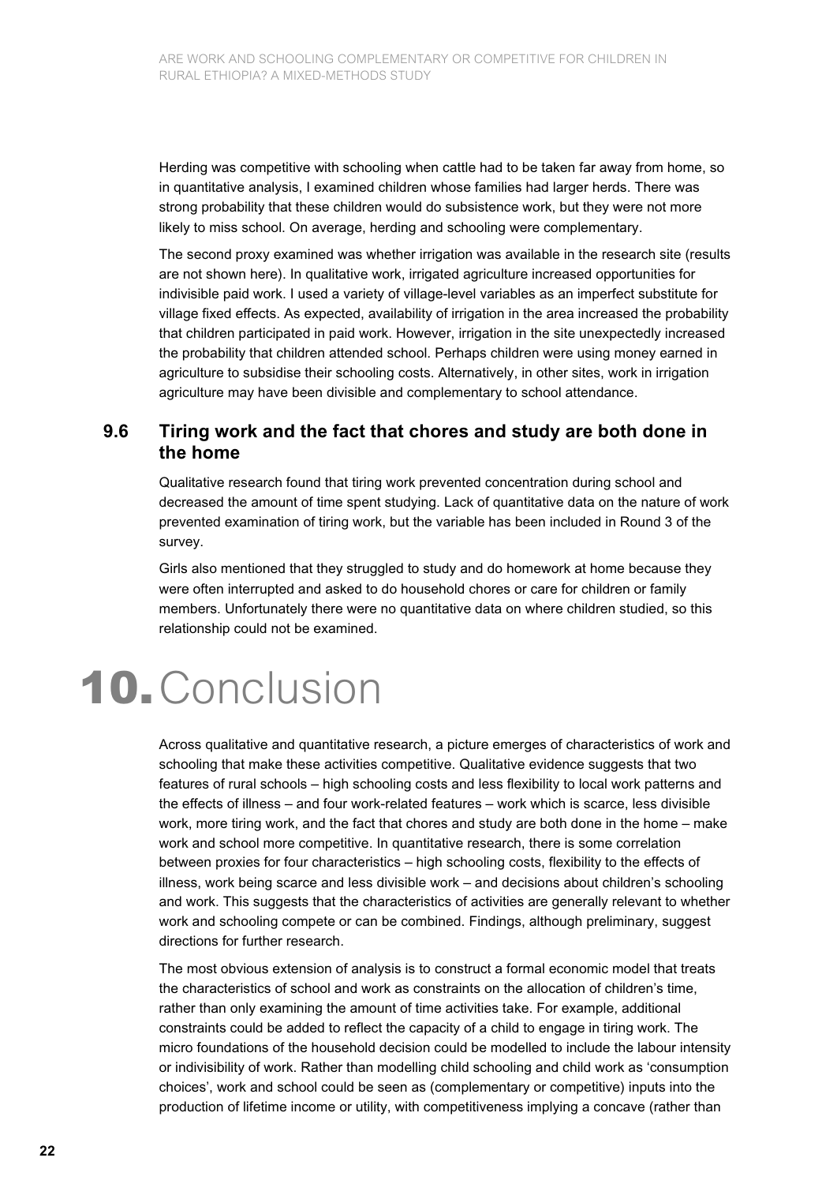Herding was competitive with schooling when cattle had to be taken far away from home, so in quantitative analysis, I examined children whose families had larger herds. There was strong probability that these children would do subsistence work, but they were not more likely to miss school. On average, herding and schooling were complementary.

The second proxy examined was whether irrigation was available in the research site (results are not shown here). In qualitative work, irrigated agriculture increased opportunities for indivisible paid work. I used a variety of village-level variables as an imperfect substitute for village fixed effects. As expected, availability of irrigation in the area increased the probability that children participated in paid work. However, irrigation in the site unexpectedly increased the probability that children attended school. Perhaps children were using money earned in agriculture to subsidise their schooling costs. Alternatively, in other sites, work in irrigation agriculture may have been divisible and complementary to school attendance.

### 9.6 Tiring work and the fact that chores and study are both done in the home

Qualitative research found that tiring work prevented concentration during school and decreased the amount of time spent studying. Lack of quantitative data on the nature of work prevented examination of tiring work, but the variable has been included in Round 3 of the survey.

Girls also mentioned that they struggled to study and do homework at home because they were often interrupted and asked to do household chores or care for children or family members. Unfortunately there were no quantitative data on where children studied, so this relationship could not be examined.

# 10. Conclusion

Across qualitative and quantitative research, a picture emerges of characteristics of work and schooling that make these activities competitive. Qualitative evidence suggests that two features of rural schools – high schooling costs and less flexibility to local work patterns and the effects of illness – and four work-related features – work which is scarce, less divisible work, more tiring work, and the fact that chores and study are both done in the home – make work and school more competitive. In quantitative research, there is some correlation between proxies for four characteristics – high schooling costs, flexibility to the effects of illness, work being scarce and less divisible work – and decisions about children's schooling and work. This suggests that the characteristics of activities are generally relevant to whether work and schooling compete or can be combined. Findings, although preliminary, suggest directions for further research.

The most obvious extension of analysis is to construct a formal economic model that treats the characteristics of school and work as constraints on the allocation of children's time, rather than only examining the amount of time activities take. For example, additional constraints could be added to reflect the capacity of a child to engage in tiring work. The micro foundations of the household decision could be modelled to include the labour intensity or indivisibility of work. Rather than modelling child schooling and child work as 'consumption choices', work and school could be seen as (complementary or competitive) inputs into the production of lifetime income or utility, with competitiveness implying a concave (rather than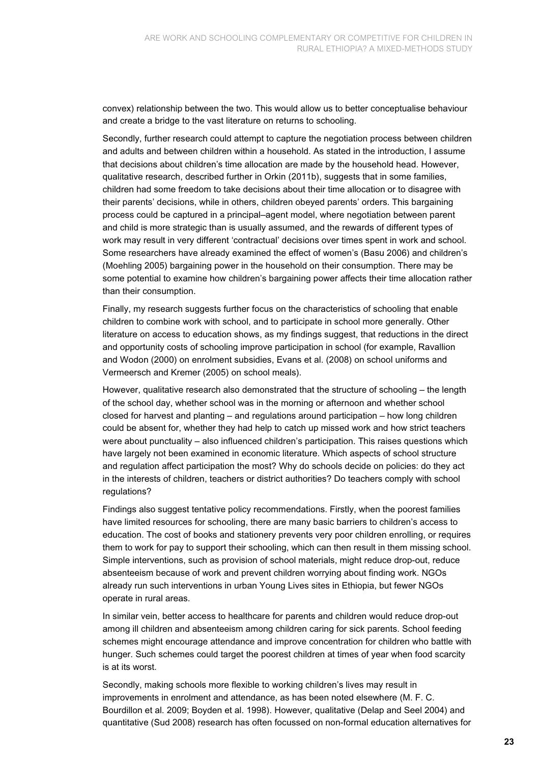convex) relationship between the two. This would allow us to better conceptualise behaviour and create a bridge to the vast literature on returns to schooling.

Secondly, further research could attempt to capture the negotiation process between children and adults and between children within a household. As stated in the introduction, I assume that decisions about children's time allocation are made by the household head. However, qualitative research, described further in Orkin (2011b), suggests that in some families, children had some freedom to take decisions about their time allocation or to disagree with their parents' decisions, while in others, children obeyed parents' orders. This bargaining process could be captured in a principal–agent model, where negotiation between parent and child is more strategic than is usually assumed, and the rewards of different types of work may result in very different 'contractual' decisions over times spent in work and school. Some researchers have already examined the effect of women's (Basu 2006) and children's (Moehling 2005) bargaining power in the household on their consumption. There may be some potential to examine how children's bargaining power affects their time allocation rather than their consumption.

Finally, my research suggests further focus on the characteristics of schooling that enable children to combine work with school, and to participate in school more generally. Other literature on access to education shows, as my findings suggest, that reductions in the direct and opportunity costs of schooling improve participation in school (for example, Ravallion and Wodon (2000) on enrolment subsidies, Evans et al. (2008) on school uniforms and Vermeersch and Kremer (2005) on school meals).

However, qualitative research also demonstrated that the structure of schooling – the length of the school day, whether school was in the morning or afternoon and whether school closed for harvest and planting – and regulations around participation – how long children could be absent for, whether they had help to catch up missed work and how strict teachers were about punctuality – also influenced children's participation. This raises questions which have largely not been examined in economic literature. Which aspects of school structure and regulation affect participation the most? Why do schools decide on policies: do they act in the interests of children, teachers or district authorities? Do teachers comply with school regulations?

Findings also suggest tentative policy recommendations. Firstly, when the poorest families have limited resources for schooling, there are many basic barriers to children's access to education. The cost of books and stationery prevents very poor children enrolling, or requires them to work for pay to support their schooling, which can then result in them missing school. Simple interventions, such as provision of school materials, might reduce drop-out, reduce absenteeism because of work and prevent children worrying about finding work. NGOs already run such interventions in urban Young Lives sites in Ethiopia, but fewer NGOs operate in rural areas.

In similar vein, better access to healthcare for parents and children would reduce drop-out among ill children and absenteeism among children caring for sick parents. School feeding schemes might encourage attendance and improve concentration for children who battle with hunger. Such schemes could target the poorest children at times of year when food scarcity is at its worst.

Secondly, making schools more flexible to working children's lives may result in improvements in enrolment and attendance, as has been noted elsewhere (M. F. C. Bourdillon et al. 2009; Boyden et al. 1998). However, qualitative (Delap and Seel 2004) and quantitative (Sud 2008) research has often focussed on non-formal education alternatives for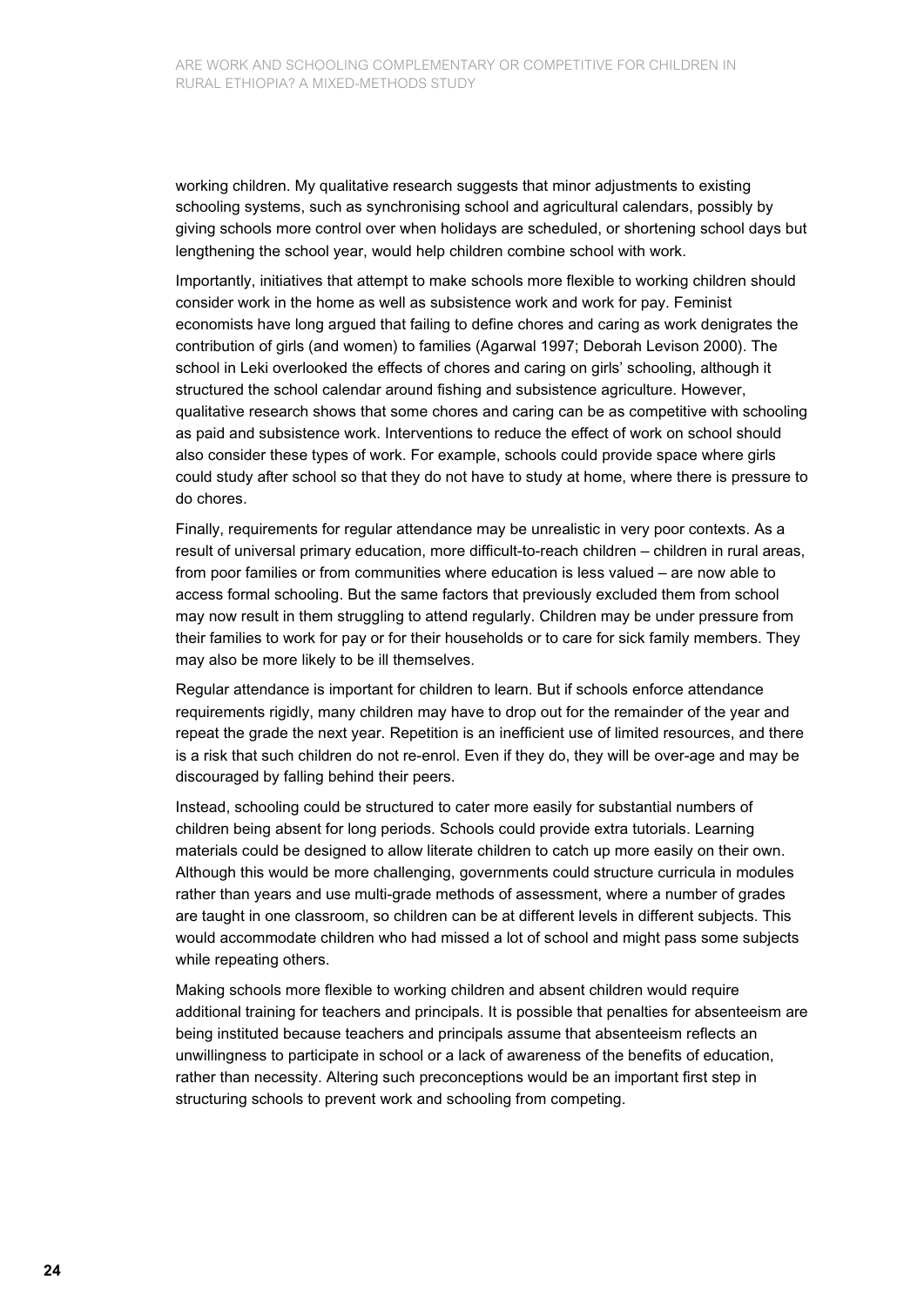working children. My qualitative research suggests that minor adjustments to existing schooling systems, such as synchronising school and agricultural calendars, possibly by giving schools more control over when holidays are scheduled, or shortening school days but lengthening the school year, would help children combine school with work.

Importantly, initiatives that attempt to make schools more flexible to working children should consider work in the home as well as subsistence work and work for pay. Feminist economists have long argued that failing to define chores and caring as work denigrates the contribution of girls (and women) to families (Agarwal 1997; Deborah Levison 2000). The school in Leki overlooked the effects of chores and caring on girls' schooling, although it structured the school calendar around fishing and subsistence agriculture. However, qualitative research shows that some chores and caring can be as competitive with schooling as paid and subsistence work. Interventions to reduce the effect of work on school should also consider these types of work. For example, schools could provide space where girls could study after school so that they do not have to study at home, where there is pressure to do chores.

Finally, requirements for regular attendance may be unrealistic in very poor contexts. As a result of universal primary education, more difficult-to-reach children – children in rural areas, from poor families or from communities where education is less valued – are now able to access formal schooling. But the same factors that previously excluded them from school may now result in them struggling to attend regularly. Children may be under pressure from their families to work for pay or for their households or to care for sick family members. They may also be more likely to be ill themselves.

Regular attendance is important for children to learn. But if schools enforce attendance requirements rigidly, many children may have to drop out for the remainder of the year and repeat the grade the next year. Repetition is an inefficient use of limited resources, and there is a risk that such children do not re-enrol. Even if they do, they will be over-age and may be discouraged by falling behind their peers.

Instead, schooling could be structured to cater more easily for substantial numbers of children being absent for long periods. Schools could provide extra tutorials. Learning materials could be designed to allow literate children to catch up more easily on their own. Although this would be more challenging, governments could structure curricula in modules rather than years and use multi-grade methods of assessment, where a number of grades are taught in one classroom, so children can be at different levels in different subjects. This would accommodate children who had missed a lot of school and might pass some subjects while repeating others.

Making schools more flexible to working children and absent children would require additional training for teachers and principals. It is possible that penalties for absenteeism are being instituted because teachers and principals assume that absenteeism reflects an unwillingness to participate in school or a lack of awareness of the benefits of education, rather than necessity. Altering such preconceptions would be an important first step in structuring schools to prevent work and schooling from competing.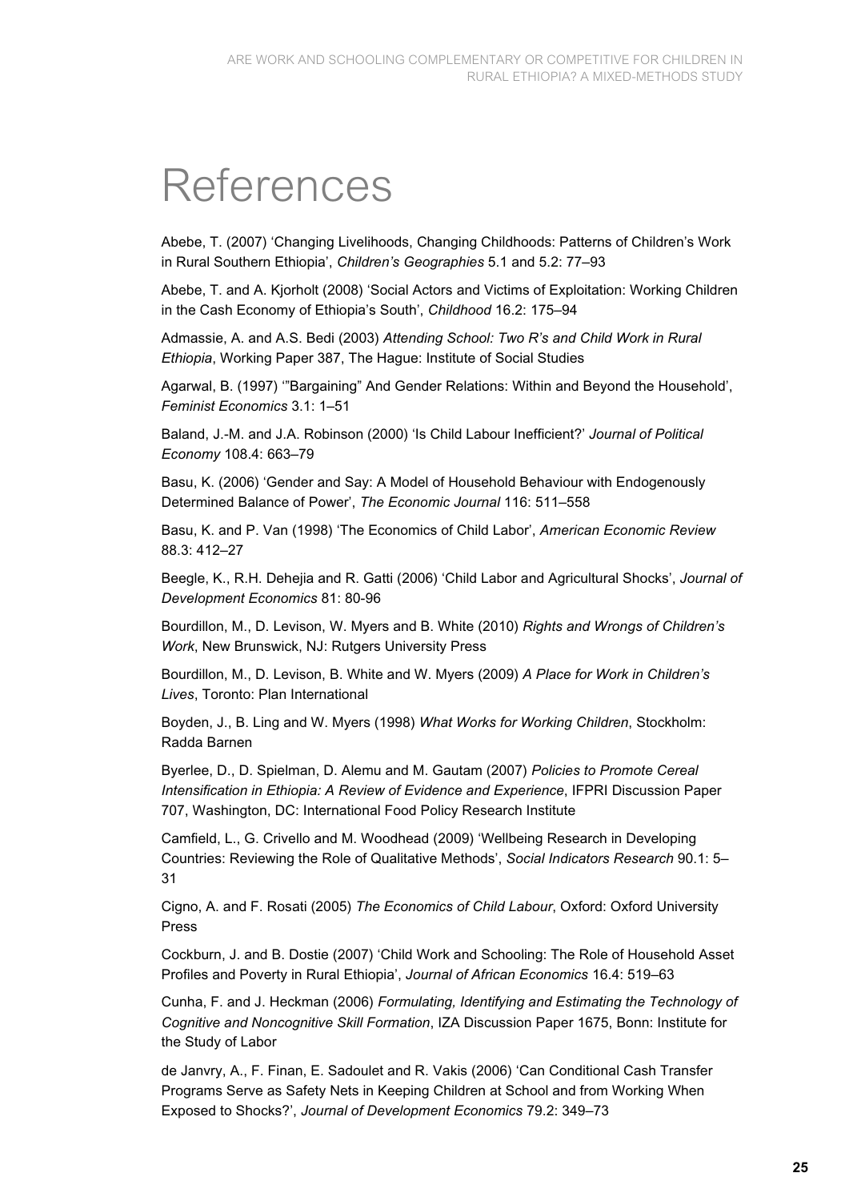# References

Abebe, T. (2007) 'Changing Livelihoods, Changing Childhoods: Patterns of Children's Work in Rural Southern Ethiopia', *Children's Geographies* 5.1 and 5.2: 77–93

Abebe, T. and A. Kjorholt (2008) 'Social Actors and Victims of Exploitation: Working Children in the Cash Economy of Ethiopia's South', *Childhood* 16.2: 175–94

Admassie, A. and A.S. Bedi (2003) *Attending School: Two R's and Child Work in Rural Ethiopia*, Working Paper 387, The Hague: Institute of Social Studies

Agarwal, B. (1997) '"Bargaining" And Gender Relations: Within and Beyond the Household', *Feminist Economics* 3.1: 1–51

Baland, J.-M. and J.A. Robinson (2000) 'Is Child Labour Inefficient?' *Journal of Political Economy* 108.4: 663–79

Basu, K. (2006) 'Gender and Say: A Model of Household Behaviour with Endogenously Determined Balance of Power', *The Economic Journal* 116: 511–558

Basu, K. and P. Van (1998) 'The Economics of Child Labor', *American Economic Review* 88.3: 412–27

Beegle, K., R.H. Dehejia and R. Gatti (2006) 'Child Labor and Agricultural Shocks', *Journal of Development Economics* 81: 80-96

Bourdillon, M., D. Levison, W. Myers and B. White (2010) *Rights and Wrongs of Children's Work*, New Brunswick, NJ: Rutgers University Press

Bourdillon, M., D. Levison, B. White and W. Myers (2009) *A Place for Work in Children's Lives*, Toronto: Plan International

Boyden, J., B. Ling and W. Myers (1998) *What Works for Working Children*, Stockholm: Radda Barnen

Byerlee, D., D. Spielman, D. Alemu and M. Gautam (2007) *Policies to Promote Cereal Intensification in Ethiopia: A Review of Evidence and Experience*, IFPRI Discussion Paper 707, Washington, DC: International Food Policy Research Institute

Camfield, L., G. Crivello and M. Woodhead (2009) 'Wellbeing Research in Developing Countries: Reviewing the Role of Qualitative Methods', *Social Indicators Research* 90.1: 5–31

Cigno, A. and F. Rosati (2005) *The Economics of Child Labour*, Oxford: Oxford University Press

Cockburn, J. and B. Dostie (2007) 'Child Work and Schooling: The Role of Household Asset Profiles and Poverty in Rural Ethiopia', *Journal of African Economics* 16.4: 519–63

Cunha, F. and J. Heckman (2006) *Formulating, Identifying and Estimating the Technology of Cognitive and Noncognitive Skill Formation*, IZA Discussion Paper 1675, Bonn: Institute for the Study of Labor

de Janvry, A., F. Finan, E. Sadoulet and R. Vakis (2006) 'Can Conditional Cash Transfer Programs Serve as Safety Nets in Keeping Children at School and from Working When Exposed to Shocks?', *Journal of Development Economics* 79.2: 349–73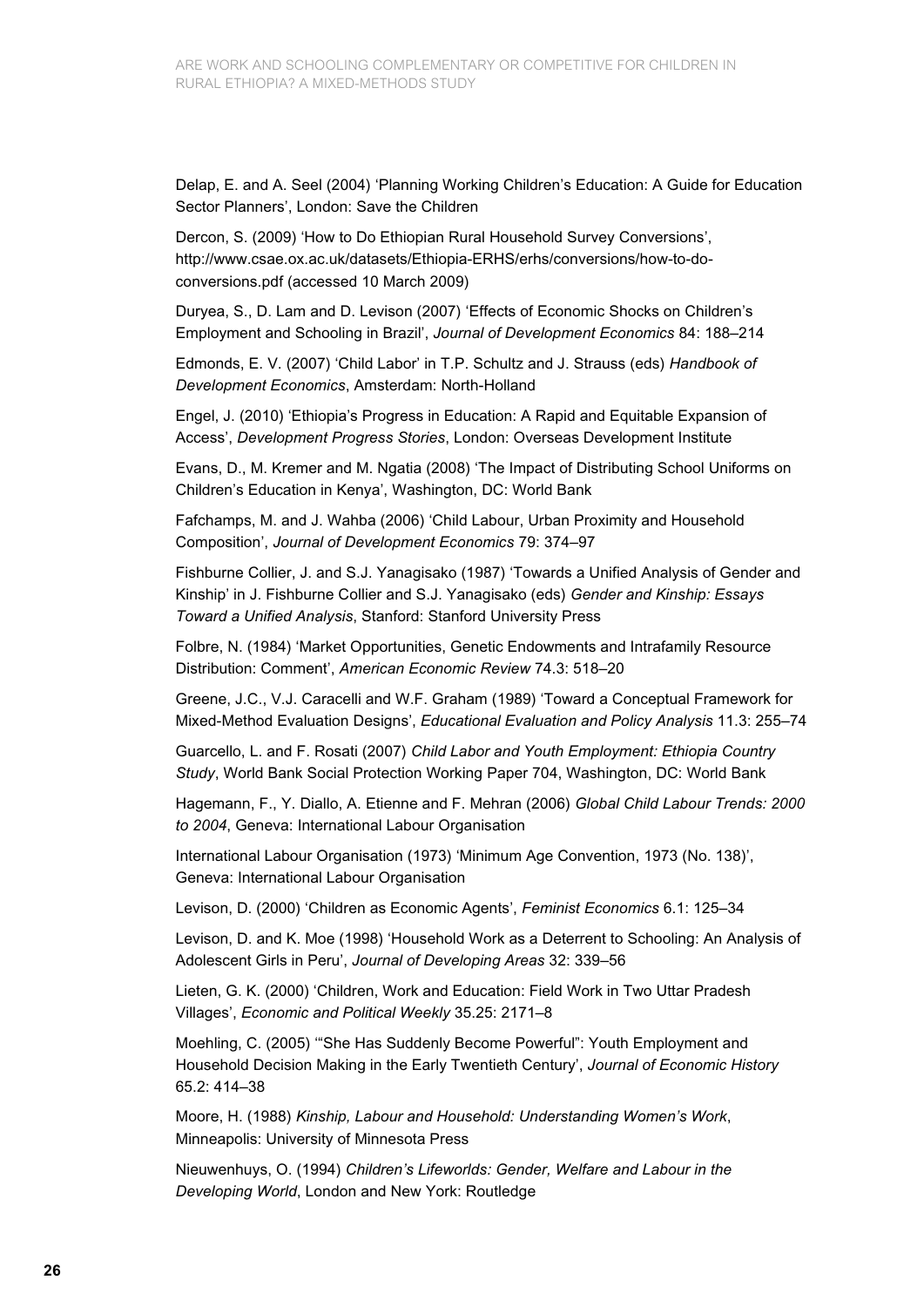Delap, E. and A. Seel (2004) 'Planning Working Children's Education: A Guide for Education Sector Planners', London: Save the Children

Dercon, S. (2009) 'How to Do Ethiopian Rural Household Survey Conversions', http://www.csae.ox.ac.uk/datasets/Ethiopia-ERHS/erhs/conversions/how-to-do-conversions.pdf (accessed 10 March 2009)

Duryea, S., D. Lam and D. Levison (2007) 'Effects of Economic Shocks on Children's Employment and Schooling in Brazil', *Journal of Development Economics* 84: 188–214

Edmonds, E. V. (2007) 'Child Labor' in T.P. Schultz and J. Strauss (eds) *Handbook of Development Economics*, Amsterdam: North-Holland

Engel, J. (2010) 'Ethiopia's Progress in Education: A Rapid and Equitable Expansion of Access', *Development Progress Stories*, London: Overseas Development Institute

Evans, D., M. Kremer and M. Ngatia (2008) 'The Impact of Distributing School Uniforms on Children's Education in Kenya', Washington, DC: World Bank

Fafchamps, M. and J. Wahba (2006) 'Child Labour, Urban Proximity and Household Composition', *Journal of Development Economics* 79: 374–97

Fishburne Collier, J. and S.J. Yanagisako (1987) 'Towards a Unified Analysis of Gender and Kinship' in J. Fishburne Collier and S.J. Yanagisako (eds) *Gender and Kinship: Essays Toward a Unified Analysis*, Stanford: Stanford University Press

Folbre, N. (1984) 'Market Opportunities, Genetic Endowments and Intrafamily Resource Distribution: Comment', *American Economic Review* 74.3: 518–20

Greene, J.C., V.J. Caracelli and W.F. Graham (1989) 'Toward a Conceptual Framework for Mixed-Method Evaluation Designs', *Educational Evaluation and Policy Analysis* 11.3: 255–74

Guarcello, L. and F. Rosati (2007) *Child Labor and Youth Employment: Ethiopia Country Study*, World Bank Social Protection Working Paper 704, Washington, DC: World Bank

Hagemann, F., Y. Diallo, A. Etienne and F. Mehran (2006) *Global Child Labour Trends: 2000 to 2004*, Geneva: International Labour Organisation

International Labour Organisation (1973) 'Minimum Age Convention, 1973 (No. 138)', Geneva: International Labour Organisation

Levison, D. (2000) 'Children as Economic Agents', *Feminist Economics* 6.1: 125–34

Levison, D. and K. Moe (1998) 'Household Work as a Deterrent to Schooling: An Analysis of Adolescent Girls in Peru', *Journal of Developing Areas* 32: 339–56

Lieten, G. K. (2000) 'Children, Work and Education: Field Work in Two Uttar Pradesh Villages', *Economic and Political Weekly* 35.25: 2171–8

Moehling, C. (2005) '"She Has Suddenly Become Powerful": Youth Employment and Household Decision Making in the Early Twentieth Century', *Journal of Economic History* 65.2: 414–38

Moore, H. (1988) *Kinship, Labour and Household: Understanding Women's Work*, Minneapolis: University of Minnesota Press

Nieuwenhuys, O. (1994) *Children's Lifeworlds: Gender, Welfare and Labour in the Developing World*, London and New York: Routledge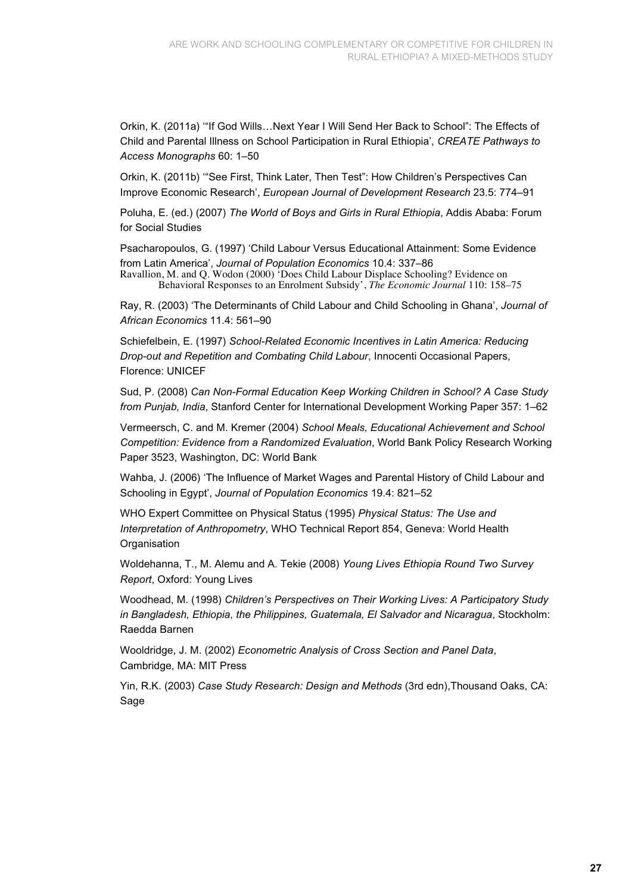Orkin, K. (2011a) '"If God Wills…Next Year I Will Send Her Back to School": The Effects of Child and Parental Illness on School Participation in Rural Ethiopia', *CREATE Pathways to Access Monographs* 60: 1–50

Orkin, K. (2011b) '"See First, Think Later, Then Test": How Children's Perspectives Can Improve Economic Research', *European Journal of Development Research* 23.5: 774–91

Poluha, E. (ed.) (2007) *The World of Boys and Girls in Rural Ethiopia*, Addis Ababa: Forum for Social Studies

Psacharopoulos, G. (1997) 'Child Labour Versus Educational Attainment: Some Evidence from Latin America', *Journal of Population Economics* 10.4: 337–86

Ravallion, M. and Q. Wodon (2000) 'Does Child Labour Displace Schooling? Evidence on Behavioral Responses to an Enrolment Subsidy', *The Economic Journal* 110: 158–75

Ray, R. (2003) 'The Determinants of Child Labour and Child Schooling in Ghana', *Journal of African Economics* 11.4: 561–90

Schiefelbein, E. (1997) *School-Related Economic Incentives in Latin America: Reducing Drop-out and Repetition and Combating Child Labour*, Innocenti Occasional Papers, Florence: UNICEF

Sud, P. (2008) *Can Non-Formal Education Keep Working Children in School? A Case Study from Punjab, India*, Stanford Center for International Development Working Paper 357: 1–62

Vermeersch, C. and M. Kremer (2004) *School Meals, Educational Achievement and School Competition: Evidence from a Randomized Evaluation*, World Bank Policy Research Working Paper 3523, Washington, DC: World Bank

Wahba, J. (2006) 'The Influence of Market Wages and Parental History of Child Labour and Schooling in Egypt', *Journal of Population Economics* 19.4: 821–52

WHO Expert Committee on Physical Status (1995) *Physical Status: The Use and Interpretation of Anthropometry*, WHO Technical Report 854, Geneva: World Health Organisation

Woldehanna, T., M. Alemu and A. Tekie (2008) *Young Lives Ethiopia Round Two Survey Report*, Oxford: Young Lives

Woodhead, M. (1998) *Children's Perspectives on Their Working Lives: A Participatory Study in Bangladesh, Ethiopia, the Philippines, Guatemala, El Salvador and Nicaragua*, Stockholm: Raedda Barnen

Wooldridge, J. M. (2002) *Econometric Analysis of Cross Section and Panel Data*, Cambridge, MA: MIT Press

Yin, R.K. (2003) *Case Study Research: Design and Methods* (3rd edn),Thousand Oaks, CA: Sage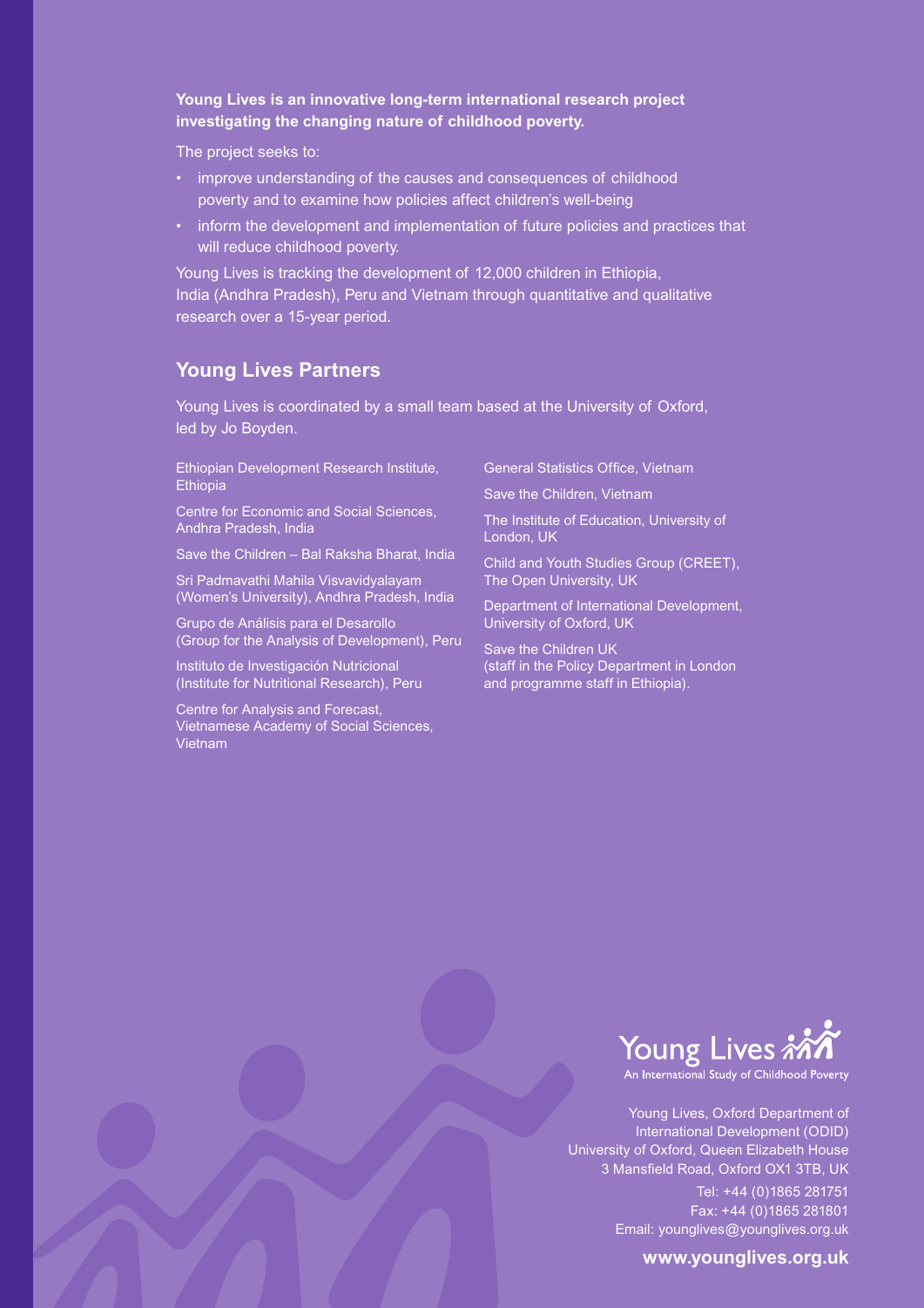**Young Lives is an innovative long-term international research project investigating the changing nature of childhood poverty.**

The project seeks to:

- improve understanding of the causes and consequences of childhood poverty and to examine how policies affect children's well-being
- inform the development and implementation of future policies and practices that will reduce childhood poverty.

Young Lives is tracking the development of 12,000 children in Ethiopia, India (Andhra Pradesh), Peru and Vietnam through quantitative and qualitative research over a 15-year period.

## Young Lives Partners

Young Lives is coordinated by a small team based at the University of Oxford, led by Jo Boyden.

Ethiopian Development Research Institute, Ethiopia

Centre for Economic and Social Sciences, Andhra Pradesh, India

Save the Children – Bal Raksha Bharat, India

Sri Padmavathi Mahila Visvavidyalayam (Women's University), Andhra Pradesh, India

Grupo de Análisis para el Desarollo (Group for the Analysis of Development), Peru

Instituto de Investigación Nutricional (Institute for Nutritional Research), Peru

Centre for Analysis and Forecast, Vietnamese Academy of Social Sciences, Vietnam

General Statistics Office, Vietnam

Save the Children, Vietnam

The Institute of Education, University of London, UK

Child and Youth Studies Group (CREET), The Open University, UK

Department of International Development, University of Oxford, UK

Save the Children UK (staff in the Policy Department in London and programme staff in Ethiopia).

Young Lives
An International Study of Childhood Poverty

Young Lives, Oxford Department of International Development (ODID)
University of Oxford, Queen Elizabeth House
3 Mansfield Road, Oxford OX1 3TB, UK

Tel: +44 (0)1865 281751
Fax: +44 (0)1865 281801
Email: younglives@younglives.org.uk

**www.younglives.org.uk**